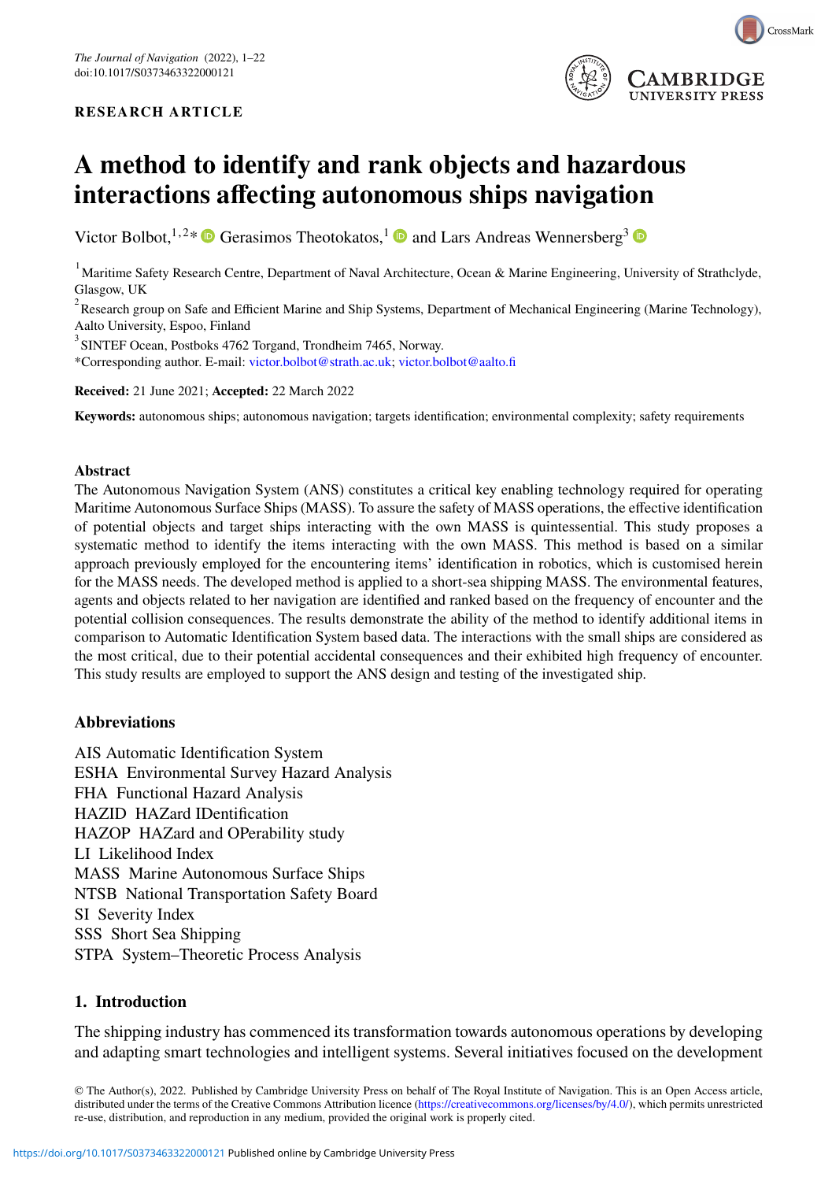RESEARCH ARTICLE

# A method to identify and rank objects and hazardous interactions affecting autonomous ships navigation

Victor Bolbot,[1,2]* Gerasimos Theotokatos,[1] and Lars Andreas Wennersberg[3]

[1] Maritime Safety Research Centre, Department of Naval Architecture, Ocean & Marine Engineering, University of Strathclyde, Glasgow, UK

[2] Research group on Safe and Efficient Marine and Ship Systems, Department of Mechanical Engineering (Marine Technology), Aalto University, Espoo, Finland

[3] SINTEF Ocean, Postboks 4762 Torgand, Trondheim 7465, Norway.

*Corresponding author. E-mail: victor.bolbot@strath.ac.uk; victor.bolbot@aalto.fi

**Received:** 21 June 2021; **Accepted:** 22 March 2022

**Keywords:** autonomous ships; autonomous navigation; targets identification; environmental complexity; safety requirements

## Abstract

The Autonomous Navigation System (ANS) constitutes a critical key enabling technology required for operating Maritime Autonomous Surface Ships (MASS). To assure the safety of MASS operations, the effective identification of potential objects and target ships interacting with the own MASS is quintessential. This study proposes a systematic method to identify the items interacting with the own MASS. This method is based on a similar approach previously employed for the encountering items' identification in robotics, which is customised herein for the MASS needs. The developed method is applied to a short-sea shipping MASS. The environmental features, agents and objects related to her navigation are identified and ranked based on the frequency of encounter and the potential collision consequences. The results demonstrate the ability of the method to identify additional items in comparison to Automatic Identification System based data. The interactions with the small ships are considered as the most critical, due to their potential accidental consequences and their exhibited high frequency of encounter. This study results are employed to support the ANS design and testing of the investigated ship.

## Abbreviations

AIS Automatic Identification System
ESHA Environmental Survey Hazard Analysis
FHA Functional Hazard Analysis
HAZID HAZard IDentification
HAZOP HAZard and OPerability study
LI Likelihood Index
MASS Marine Autonomous Surface Ships
NTSB National Transportation Safety Board
SI Severity Index
SSS Short Sea Shipping
STPA System–Theoretic Process Analysis

## 1. Introduction

The shipping industry has commenced its transformation towards autonomous operations by developing and adapting smart technologies and intelligent systems. Several initiatives focused on the development

© The Author(s), 2022. Published by Cambridge University Press on behalf of The Royal Institute of Navigation. This is an Open Access article, distributed under the terms of the Creative Commons Attribution licence (https://creativecommons.org/licenses/by/4.0/), which permits unrestricted re-use, distribution, and reproduction in any medium, provided the original work is properly cited.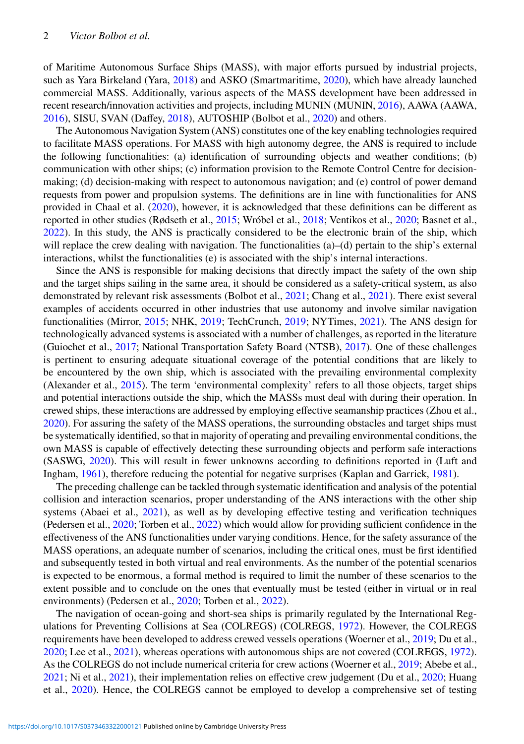of Maritime Autonomous Surface Ships (MASS), with major efforts pursued by industrial projects, such as Yara Birkeland (Yara, 2018) and ASKO (Smartmaritime, 2020), which have already launched commercial MASS. Additionally, various aspects of the MASS development have been addressed in recent research/innovation activities and projects, including MUNIN (MUNIN, 2016), AAWA (AAWA, 2016), SISU, SVAN (Daffey, 2018), AUTOSHIP (Bolbot et al., 2020) and others.

The Autonomous Navigation System (ANS) constitutes one of the key enabling technologies required to facilitate MASS operations. For MASS with high autonomy degree, the ANS is required to include the following functionalities: (a) identification of surrounding objects and weather conditions; (b) communication with other ships; (c) information provision to the Remote Control Centre for decision-making; (d) decision-making with respect to autonomous navigation; and (e) control of power demand requests from power and propulsion systems. The definitions are in line with functionalities for ANS provided in Chaal et al. (2020), however, it is acknowledged that these definitions can be different as reported in other studies (Rødseth et al., 2015; Wróbel et al., 2018; Ventikos et al., 2020; Basnet et al., 2022). In this study, the ANS is practically considered to be the electronic brain of the ship, which will replace the crew dealing with navigation. The functionalities (a)–(d) pertain to the ship's external interactions, whilst the functionalities (e) is associated with the ship's internal interactions.

Since the ANS is responsible for making decisions that directly impact the safety of the own ship and the target ships sailing in the same area, it should be considered as a safety-critical system, as also demonstrated by relevant risk assessments (Bolbot et al., 2021; Chang et al., 2021). There exist several examples of accidents occurred in other industries that use autonomy and involve similar navigation functionalities (Mirror, 2015; NHK, 2019; TechCrunch, 2019; NYTimes, 2021). The ANS design for technologically advanced systems is associated with a number of challenges, as reported in the literature (Guiochet et al., 2017; National Transportation Safety Board (NTSB), 2017). One of these challenges is pertinent to ensuring adequate situational coverage of the potential conditions that are likely to be encountered by the own ship, which is associated with the prevailing environmental complexity (Alexander et al., 2015). The term 'environmental complexity' refers to all those objects, target ships and potential interactions outside the ship, which the MASSs must deal with during their operation. In crewed ships, these interactions are addressed by employing effective seamanship practices (Zhou et al., 2020). For assuring the safety of the MASS operations, the surrounding obstacles and target ships must be systematically identified, so that in majority of operating and prevailing environmental conditions, the own MASS is capable of effectively detecting these surrounding objects and perform safe interactions (SASWG, 2020). This will result in fewer unknowns according to definitions reported in (Luft and Ingham, 1961), therefore reducing the potential for negative surprises (Kaplan and Garrick, 1981).

The preceding challenge can be tackled through systematic identification and analysis of the potential collision and interaction scenarios, proper understanding of the ANS interactions with the other ship systems (Abaei et al., 2021), as well as by developing effective testing and verification techniques (Pedersen et al., 2020; Torben et al., 2022) which would allow for providing sufficient confidence in the effectiveness of the ANS functionalities under varying conditions. Hence, for the safety assurance of the MASS operations, an adequate number of scenarios, including the critical ones, must be first identified and subsequently tested in both virtual and real environments. As the number of the potential scenarios is expected to be enormous, a formal method is required to limit the number of these scenarios to the extent possible and to conclude on the ones that eventually must be tested (either in virtual or in real environments) (Pedersen et al., 2020; Torben et al., 2022).

The navigation of ocean-going and short-sea ships is primarily regulated by the International Regulations for Preventing Collisions at Sea (COLREGS) (COLREGS, 1972). However, the COLREGS requirements have been developed to address crewed vessels operations (Woerner et al., 2019; Du et al., 2020; Lee et al., 2021), whereas operations with autonomous ships are not covered (COLREGS, 1972). As the COLREGS do not include numerical criteria for crew actions (Woerner et al., 2019; Abebe et al., 2021; Ni et al., 2021), their implementation relies on effective crew judgement (Du et al., 2020; Huang et al., 2020). Hence, the COLREGS cannot be employed to develop a comprehensive set of testing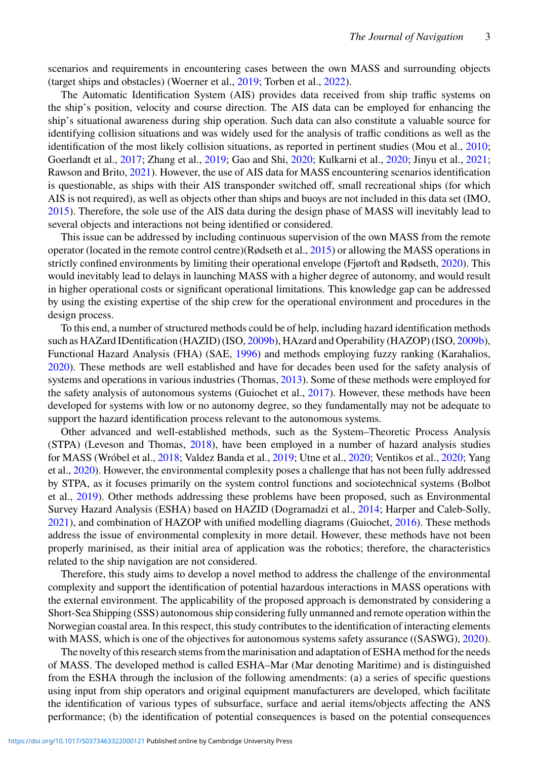scenarios and requirements in encountering cases between the own MASS and surrounding objects (target ships and obstacles) (Woerner et al., 2019; Torben et al., 2022).

The Automatic Identification System (AIS) provides data received from ship traffic systems on the ship's position, velocity and course direction. The AIS data can be employed for enhancing the ship's situational awareness during ship operation. Such data can also constitute a valuable source for identifying collision situations and was widely used for the analysis of traffic conditions as well as the identification of the most likely collision situations, as reported in pertinent studies (Mou et al., 2010; Goerlandt et al., 2017; Zhang et al., 2019; Gao and Shi, 2020; Kulkarni et al., 2020; Jinyu et al., 2021; Rawson and Brito, 2021). However, the use of AIS data for MASS encountering scenarios identification is questionable, as ships with their AIS transponder switched off, small recreational ships (for which AIS is not required), as well as objects other than ships and buoys are not included in this data set (IMO, 2015). Therefore, the sole use of the AIS data during the design phase of MASS will inevitably lead to several objects and interactions not being identified or considered.

This issue can be addressed by including continuous supervision of the own MASS from the remote operator (located in the remote control centre)(Rødseth et al., 2015) or allowing the MASS operations in strictly confined environments by limiting their operational envelope (Fjørtoft and Rødseth, 2020). This would inevitably lead to delays in launching MASS with a higher degree of autonomy, and would result in higher operational costs or significant operational limitations. This knowledge gap can be addressed by using the existing expertise of the ship crew for the operational environment and procedures in the design process.

To this end, a number of structured methods could be of help, including hazard identification methods such as HAZard IDentification (HAZID) (ISO, 2009b), HAzard and Operability (HAZOP) (ISO, 2009b), Functional Hazard Analysis (FHA) (SAE, 1996) and methods employing fuzzy ranking (Karahalios, 2020). These methods are well established and have for decades been used for the safety analysis of systems and operations in various industries (Thomas, 2013). Some of these methods were employed for the safety analysis of autonomous systems (Guiochet et al., 2017). However, these methods have been developed for systems with low or no autonomy degree, so they fundamentally may not be adequate to support the hazard identification process relevant to the autonomous systems.

Other advanced and well-established methods, such as the System–Theoretic Process Analysis (STPA) (Leveson and Thomas, 2018), have been employed in a number of hazard analysis studies for MASS (Wróbel et al., 2018; Valdez Banda et al., 2019; Utne et al., 2020; Ventikos et al., 2020; Yang et al., 2020). However, the environmental complexity poses a challenge that has not been fully addressed by STPA, as it focuses primarily on the system control functions and sociotechnical systems (Bolbot et al., 2019). Other methods addressing these problems have been proposed, such as Environmental Survey Hazard Analysis (ESHA) based on HAZID (Dogramadzi et al., 2014; Harper and Caleb-Solly, 2021), and combination of HAZOP with unified modelling diagrams (Guiochet, 2016). These methods address the issue of environmental complexity in more detail. However, these methods have not been properly marinised, as their initial area of application was the robotics; therefore, the characteristics related to the ship navigation are not considered.

Therefore, this study aims to develop a novel method to address the challenge of the environmental complexity and support the identification of potential hazardous interactions in MASS operations with the external environment. The applicability of the proposed approach is demonstrated by considering a Short-Sea Shipping (SSS) autonomous ship considering fully unmanned and remote operation within the Norwegian coastal area. In this respect, this study contributes to the identification of interacting elements with MASS, which is one of the objectives for autonomous systems safety assurance ((SASWG), 2020).

The novelty of this research stems from the marinisation and adaptation of ESHA method for the needs of MASS. The developed method is called ESHA–Mar (Mar denoting Maritime) and is distinguished from the ESHA through the inclusion of the following amendments: (a) a series of specific questions using input from ship operators and original equipment manufacturers are developed, which facilitate the identification of various types of subsurface, surface and aerial items/objects affecting the ANS performance; (b) the identification of potential consequences is based on the potential consequences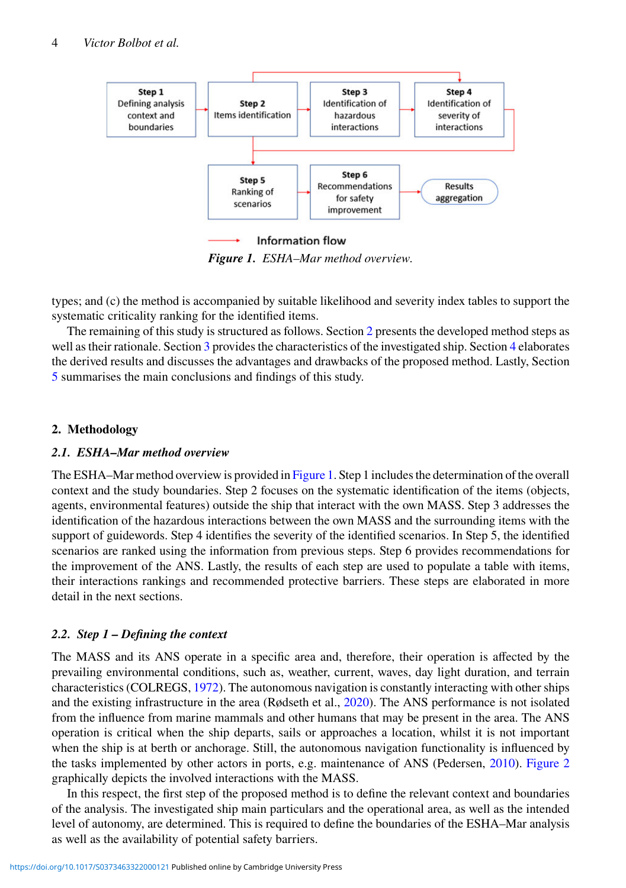Step 1 Defining analysis context and boundaries

Step 2 Items identification

Step 3 Identification of hazardous interactions

Step 4 Identification of severity of interactions

Step 5 Ranking of scenarios

Step 6 Recommendations for safety improvement

Results aggregation

Information flow

***Figure 1.** ESHA–Mar method overview.*

types; and (c) the method is accompanied by suitable likelihood and severity index tables to support the systematic criticality ranking for the identified items.

The remaining of this study is structured as follows. Section 2 presents the developed method steps as well as their rationale. Section 3 provides the characteristics of the investigated ship. Section 4 elaborates the derived results and discusses the advantages and drawbacks of the proposed method. Lastly, Section 5 summarises the main conclusions and findings of this study.

## 2. Methodology

### 2.1. ESHA–Mar method overview

The ESHA–Mar method overview is provided in Figure 1. Step 1 includes the determination of the overall context and the study boundaries. Step 2 focuses on the systematic identification of the items (objects, agents, environmental features) outside the ship that interact with the own MASS. Step 3 addresses the identification of the hazardous interactions between the own MASS and the surrounding items with the support of guidewords. Step 4 identifies the severity of the identified scenarios. In Step 5, the identified scenarios are ranked using the information from previous steps. Step 6 provides recommendations for the improvement of the ANS. Lastly, the results of each step are used to populate a table with items, their interactions rankings and recommended protective barriers. These steps are elaborated in more detail in the next sections.

### 2.2. Step 1 – Defining the context

The MASS and its ANS operate in a specific area and, therefore, their operation is affected by the prevailing environmental conditions, such as, weather, current, waves, day light duration, and terrain characteristics (COLREGS, 1972). The autonomous navigation is constantly interacting with other ships and the existing infrastructure in the area (Rødseth et al., 2020). The ANS performance is not isolated from the influence from marine animals and other humans that may be present in the area. The ANS operation is critical when the ship departs, sails or approaches a location, whilst it is not important when the ship is at berth or anchorage. Still, the autonomous navigation functionality is influenced by the tasks implemented by other actors in ports, e.g. maintenance of ANS (Pedersen, 2010). Figure 2 graphically depicts the involved interactions with the MASS.

In this respect, the first step of the proposed method is to define the relevant context and boundaries of the analysis. The investigated ship main particulars and the operational area, as well as the intended level of autonomy, are determined. This is required to define the boundaries of the ESHA–Mar analysis as well as the availability of potential safety barriers.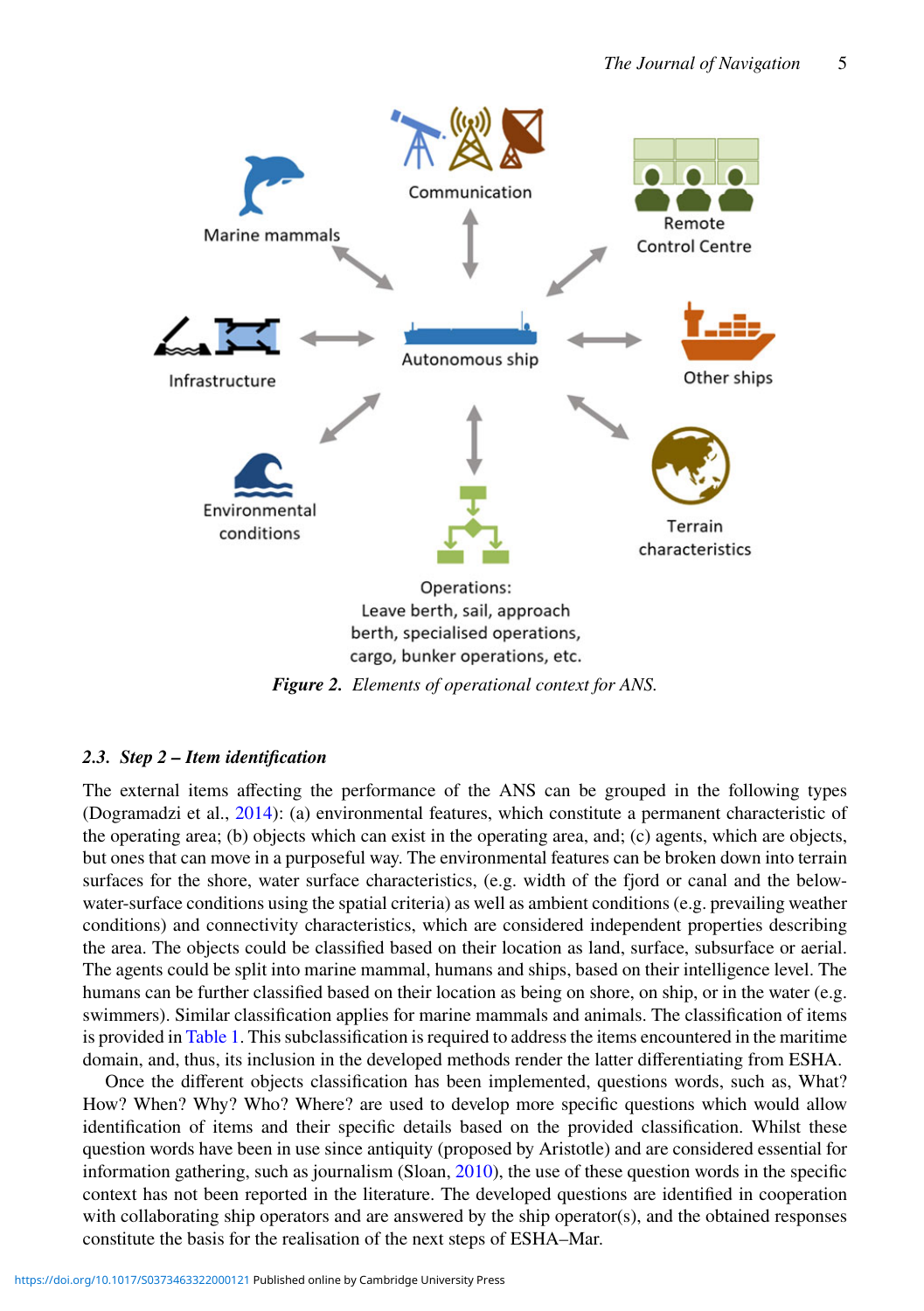*Figure 2. Elements of operational context for ANS.*

### 2.3. Step 2 – Item identification

The external items affecting the performance of the ANS can be grouped in the following types (Dogramadzi et al., 2014): (a) environmental features, which constitute a permanent characteristic of the operating area; (b) objects which can exist in the operating area, and; (c) agents, which are objects, but ones that can move in a purposeful way. The environmental features can be broken down into terrain surfaces for the shore, water surface characteristics, (e.g. width of the fjord or canal and the below-water-surface conditions using the spatial criteria) as well as ambient conditions (e.g. prevailing weather conditions) and connectivity characteristics, which are considered independent properties describing the area. The objects could be classified based on their location as land, surface, subsurface or aerial. The agents could be split into marine mammal, humans and ships, based on their intelligence level. The humans can be further classified based on their location as being on shore, on ship, or in the water (e.g. swimmers). Similar classification applies for marine mammals and animals. The classification of items is provided in Table 1. This subclassification is required to address the items encountered in the maritime domain, and, thus, its inclusion in the developed methods render the latter differentiating from ESHA.

Once the different objects classification has been implemented, questions words, such as, What? How? When? Why? Who? Where? are used to develop more specific questions which would allow identification of items and their specific details based on the provided classification. Whilst these question words have been in use since antiquity (proposed by Aristotle) and are considered essential for information gathering, such as journalism (Sloan, 2010), the use of these question words in the specific context has not been reported in the literature. The developed questions are identified in cooperation with collaborating ship operators and are answered by the ship operator(s), and the obtained responses constitute the basis for the realisation of the next steps of ESHA–Mar.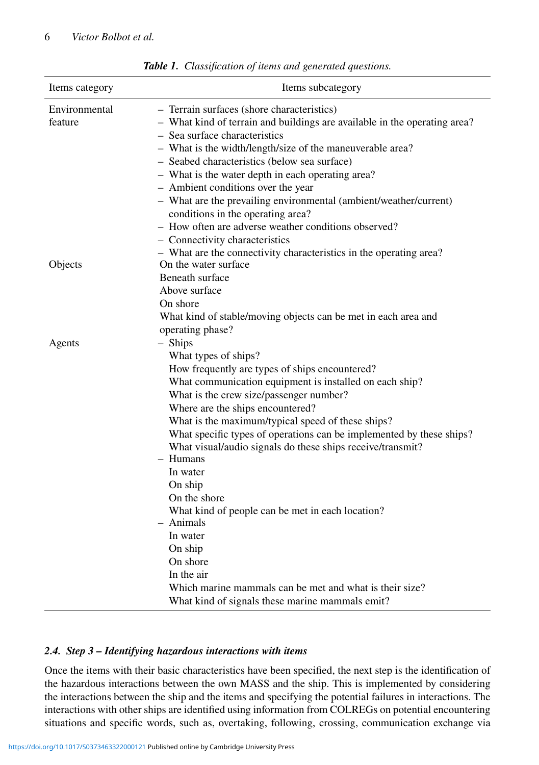*Table 1. Classification of items and generated questions.*

| Items category | Items subcategory |
|---|---|
| Environmental feature | – Terrain surfaces (shore characteristics)<br>– What kind of terrain and buildings are available in the operating area?<br>– Sea surface characteristics<br>– What is the width/length/size of the maneuverable area?<br>– Seabed characteristics (below sea surface)<br>– What is the water depth in each operating area?<br>– Ambient conditions over the year<br>– What are the prevailing environmental (ambient/weather/current) conditions in the operating area?<br>– How often are adverse weather conditions observed?<br>– Connectivity characteristics<br>– What are the connectivity characteristics in the operating area? |
| Objects | On the water surface<br>Beneath surface<br>Above surface<br>On shore<br>What kind of stable/moving objects can be met in each area and operating phase? |
| Agents | – Ships<br>What types of ships?<br>How frequently are types of ships encountered?<br>What communication equipment is installed on each ship?<br>What is the crew size/passenger number?<br>Where are the ships encountered?<br>What is the maximum/typical speed of these ships?<br>What specific types of operations can be implemented by these ships?<br>What visual/audio signals do these ships receive/transmit?<br>– Humans<br>In water<br>On ship<br>On the shore<br>What kind of people can be met in each location?<br>– Animals<br>In water<br>On ship<br>On shore<br>In the air<br>Which marine mammals can be met and what is their size?<br>What kind of signals these marine mammals emit? |

### 2.4. Step 3 – Identifying hazardous interactions with items

Once the items with their basic characteristics have been specified, the next step is the identification of the hazardous interactions between the own MASS and the ship. This is implemented by considering the interactions between the ship and the items and specifying the potential failures in interactions. The interactions with other ships are identified using information from COLREGs on potential encountering situations and specific words, such as, overtaking, following, crossing, communication exchange via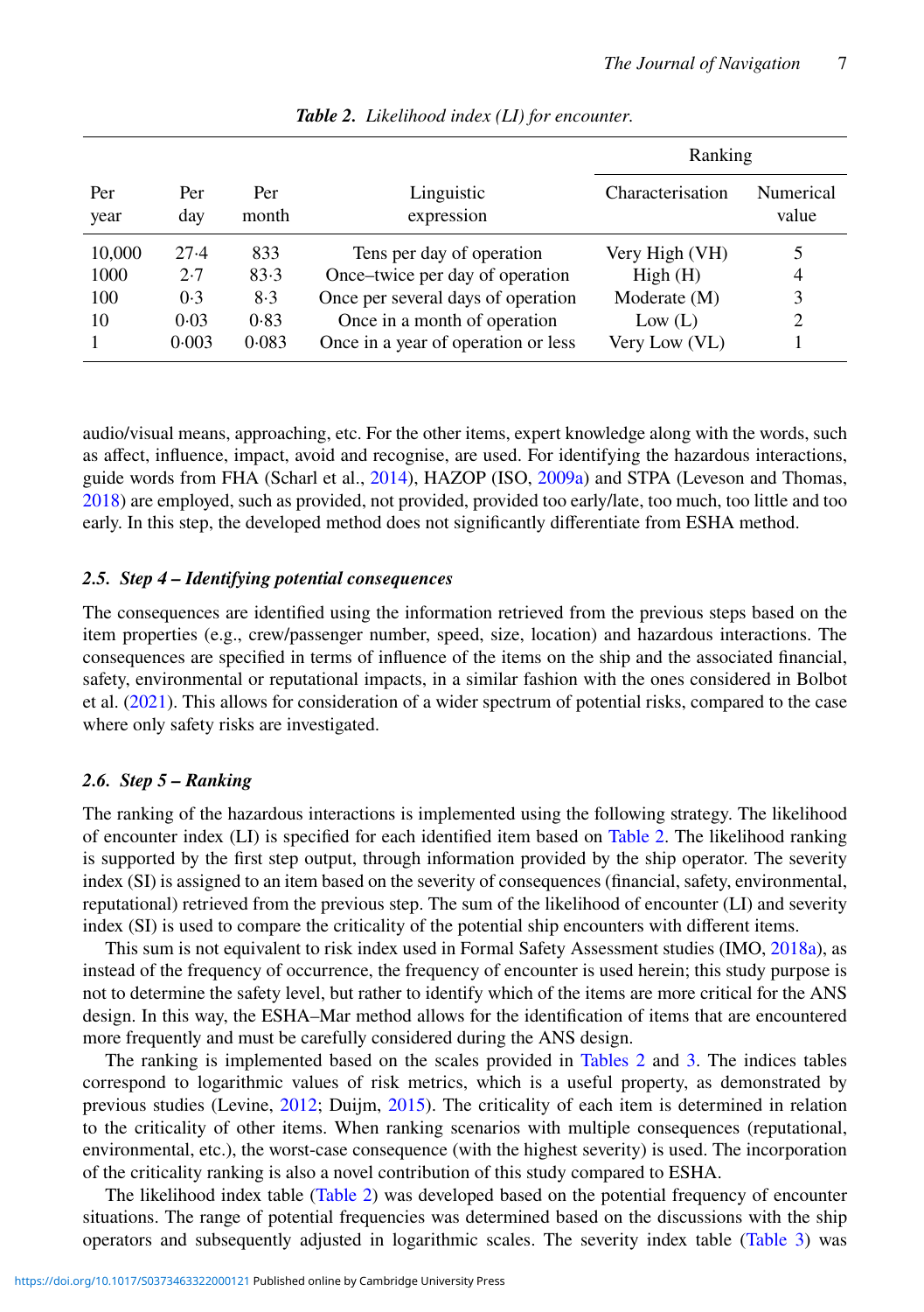*Table 2. Likelihood index (LI) for encounter.*

| Per year | Per day | Per month | Linguistic expression | Ranking | |
|---|---|---|---|---|---|
| | | | | Characterisation | Numerical value |
| 10,000 | 27·4 | 833 | Tens per day of operation | Very High (VH) | 5 |
| 1000 | 2·7 | 83·3 | Once–twice per day of operation | High (H) | 4 |
| 100 | 0·3 | 8·3 | Once per several days of operation | Moderate (M) | 3 |
| 10 | 0·03 | 0·83 | Once in a month of operation | Low (L) | 2 |
| 1 | 0·003 | 0·083 | Once in a year of operation or less | Very Low (VL) | 1 |

audio/visual means, approaching, etc. For the other items, expert knowledge along with the words, such as affect, influence, impact, avoid and recognise, are used. For identifying the hazardous interactions, guide words from FHA (Scharl et al., 2014), HAZOP (ISO, 2009a) and STPA (Leveson and Thomas, 2018) are employed, such as provided, not provided, provided too early/late, too much, too little and too early. In this step, the developed method does not significantly differentiate from ESHA method.

### 2.5. Step 4 – Identifying potential consequences

The consequences are identified using the information retrieved from the previous steps based on the item properties (e.g., crew/passenger number, speed, size, location) and hazardous interactions. The consequences are specified in terms of influence of the items on the ship and the associated financial, safety, environmental or reputational impacts, in a similar fashion with the ones considered in Bolbot et al. (2021). This allows for consideration of a wider spectrum of potential risks, compared to the case where only safety risks are investigated.

### 2.6. Step 5 – Ranking

The ranking of the hazardous interactions is implemented using the following strategy. The likelihood of encounter index (LI) is specified for each identified item based on Table 2. The likelihood ranking is supported by the first step output, through information provided by the ship operator. The severity index (SI) is assigned to an item based on the severity of consequences (financial, safety, environmental, reputational) retrieved from the previous step. The sum of the likelihood of encounter (LI) and severity index (SI) is used to compare the criticality of the potential ship encounters with different items.

This sum is not equivalent to risk index used in Formal Safety Assessment studies (IMO, 2018a), as instead of the frequency of occurrence, the frequency of encounter is used herein; this study purpose is not to determine the safety level, but rather to identify which of the items are more critical for the ANS design. In this way, the ESHA–Mar method allows for the identification of items that are encountered more frequently and must be carefully considered during the ANS design.

The ranking is implemented based on the scales provided in Tables 2 and 3. The indices tables correspond to logarithmic values of risk metrics, which is a useful property, as demonstrated by previous studies (Levine, 2012; Duijm, 2015). The criticality of each item is determined in relation to the criticality of other items. When ranking scenarios with multiple consequences (reputational, environmental, etc.), the worst-case consequence (with the highest severity) is used. The incorporation of the criticality ranking is also a novel contribution of this study compared to ESHA.

The likelihood index table (Table 2) was developed based on the potential frequency of encounter situations. The range of potential frequencies was determined based on the discussions with the ship operators and subsequently adjusted in logarithmic scales. The severity index table (Table 3) was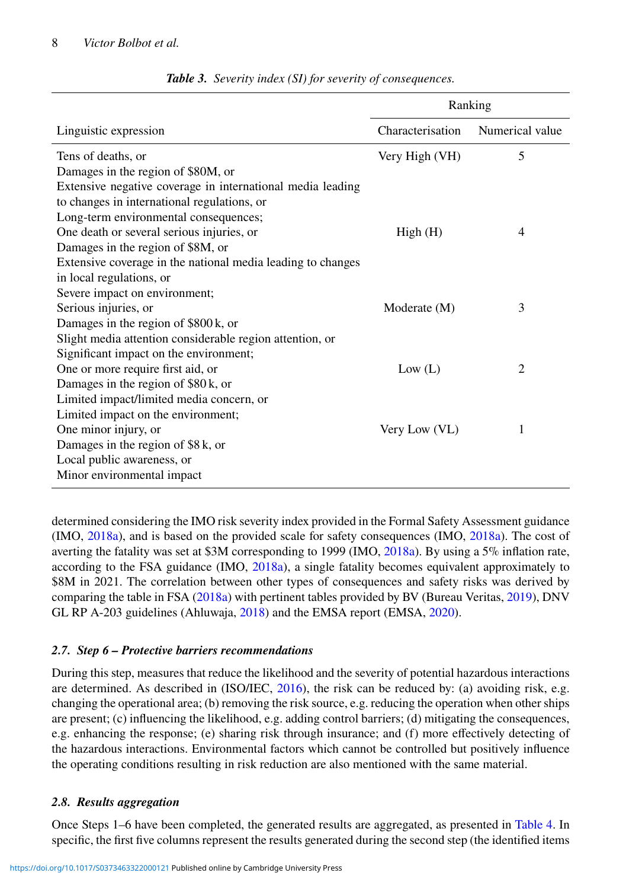*Table 3. Severity index (SI) for severity of consequences.*

| Linguistic expression | Ranking | |
|---|---|---|
| | Characterisation | Numerical value |
| Tens of deaths, or<br>Damages in the region of \$80M, or<br>Extensive negative coverage in international media leading to changes in international regulations, or<br>Long-term environmental consequences; | Very High (VH) | 5 |
| One death or several serious injuries, or<br>Damages in the region of \$8M, or<br>Extensive coverage in the national media leading to changes in local regulations, or<br>Severe impact on environment; | High (H) | 4 |
| Serious injuries, or<br>Damages in the region of \$800 k, or<br>Slight media attention considerable region attention, or<br>Significant impact on the environment; | Moderate (M) | 3 |
| One or more require first aid, or<br>Damages in the region of \$80 k, or<br>Limited impact/limited media concern, or<br>Limited impact on the environment; | Low (L) | 2 |
| One minor injury, or<br>Damages in the region of \$8 k, or<br>Local public awareness, or<br>Minor environmental impact | Very Low (VL) | 1 |

determined considering the IMO risk severity index provided in the Formal Safety Assessment guidance (IMO, 2018a), and is based on the provided scale for safety consequences (IMO, 2018a). The cost of averting the fatality was set at \$3M corresponding to 1999 (IMO, 2018a). By using a 5% inflation rate, according to the FSA guidance (IMO, 2018a), a single fatality becomes equivalent approximately to \$8M in 2021. The correlation between other types of consequences and safety risks was derived by comparing the table in FSA (2018a) with pertinent tables provided by BV (Bureau Veritas, 2019), DNV GL RP A-203 guidelines (Ahluwaja, 2018) and the EMSA report (EMSA, 2020).

### *2.7. Step 6 – Protective barriers recommendations*

During this step, measures that reduce the likelihood and the severity of potential hazardous interactions are determined. As described in (ISO/IEC, 2016), the risk can be reduced by: (a) avoiding risk, e.g. changing the operational area; (b) removing the risk source, e.g. reducing the operation when other ships are present; (c) influencing the likelihood, e.g. adding control barriers; (d) mitigating the consequences, e.g. enhancing the response; (e) sharing risk through insurance; and (f) more effectively detecting of the hazardous interactions. Environmental factors which cannot be controlled but positively influence the operating conditions resulting in risk reduction are also mentioned with the same material.

### *2.8. Results aggregation*

Once Steps 1–6 have been completed, the generated results are aggregated, as presented in Table 4. In specific, the first five columns represent the results generated during the second step (the identified items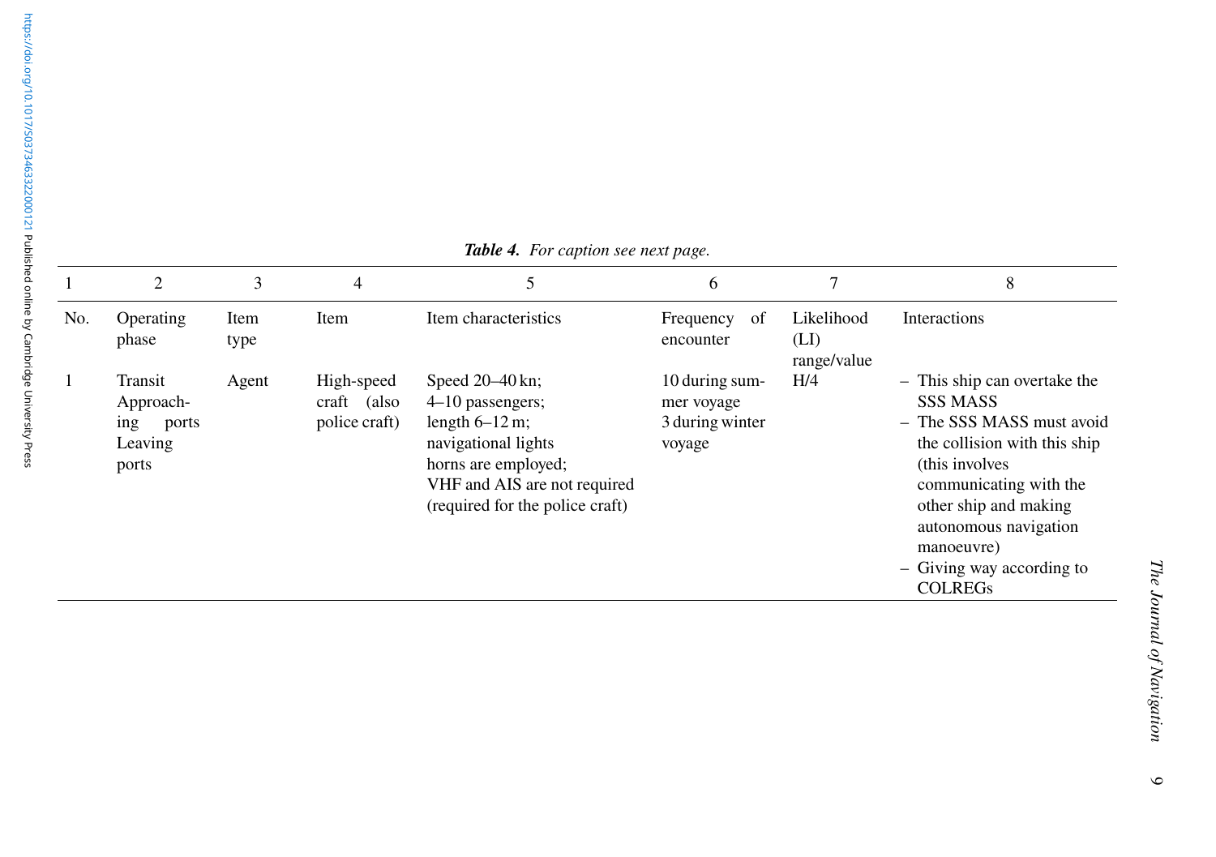***Table 4.*** *For caption see next page.*

| 1 | 2 | 3 | 4 | 5 | 6 | 7 | 8 |
|---|---|---|---|---|---|---|---|
| No. | Operating phase | Item type | Item | Item characteristics | Frequency of encounter | Likelihood (LI) range/value | Interactions |
| 1 | Transit<br>Approaching ports<br>Leaving ports | Agent | High-speed craft (also police craft) | Speed 20–40 kn;<br>4–10 passengers;<br>length 6–12 m;<br>navigational lights<br>horns are employed;<br>VHF and AIS are not required (required for the police craft) | 10 during summer voyage<br>3 during winter voyage | H/4 | – This ship can overtake the SSS MASS<br>– The SSS MASS must avoid the collision with this ship (this involves communicating with the other ship and making autonomous navigation manoeuvre)<br>– Giving way according to COLREGs |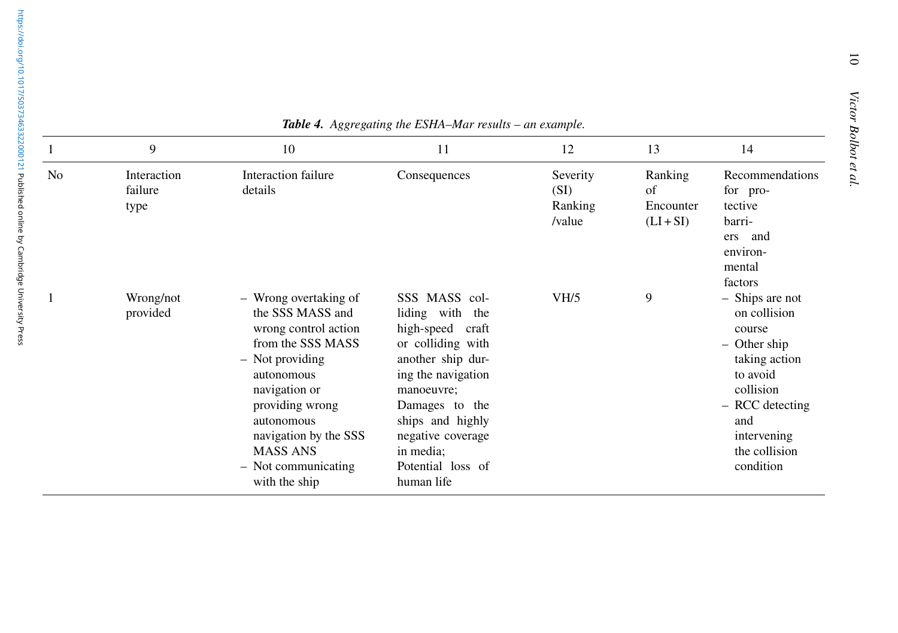*Table 4. Aggregating the ESHA–Mar results – an example.*

| 1 | 9 | 10 | 11 | 12 | 13 | 14 |
|---|---|---|---|---|---|---|
| No | Interaction failure type | Interaction failure details | Consequences | Severity (SI) Ranking /value | Ranking of Encounter (LI + SI) | Recommendations for protective barriers and environmental factors |
| 1 | Wrong/not provided | – Wrong overtaking of the SSS MASS and wrong control action from the SSS MASS<br>– Not providing autonomous navigation or providing wrong autonomous navigation by the SSS MASS ANS<br>– Not communicating with the ship | SSS MASS colliding with the high-speed craft or colliding with another ship during the navigation manoeuvre; Damages to the ships and highly negative coverage in media; Potential loss of human life | VH/5 | 9 | – Ships are not on collision course<br>– Other ship taking action to avoid collision<br>– RCC detecting and intervening the collision condition |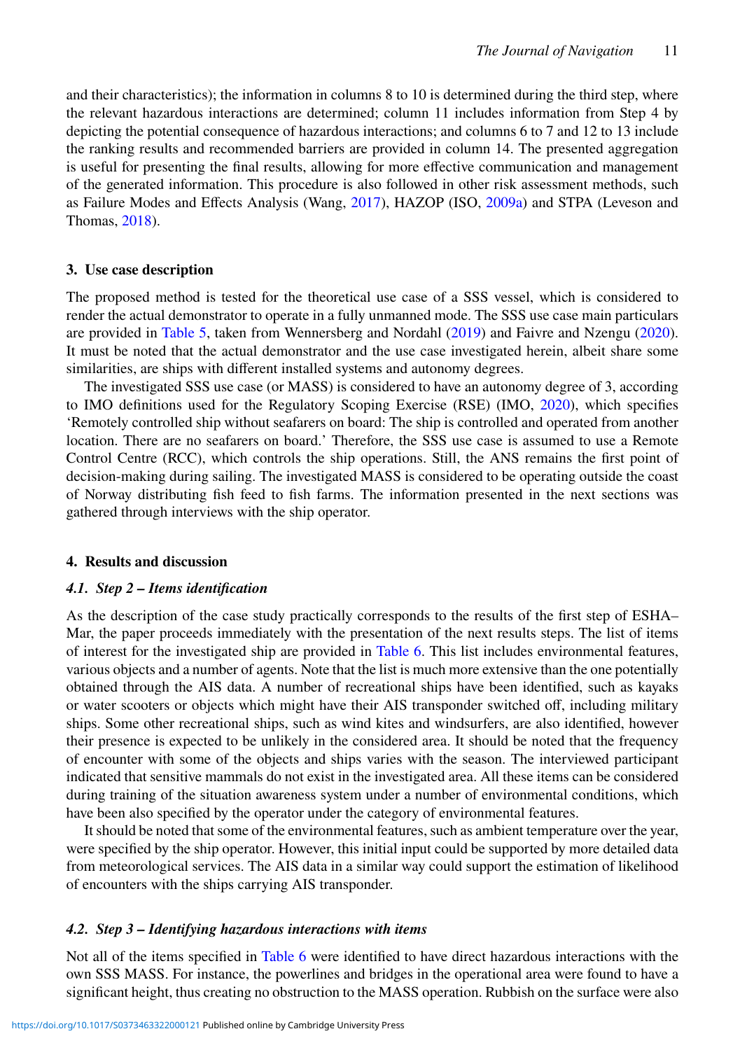and their characteristics); the information in columns 8 to 10 is determined during the third step, where the relevant hazardous interactions are determined; column 11 includes information from Step 4 by depicting the potential consequence of hazardous interactions; and columns 6 to 7 and 12 to 13 include the ranking results and recommended barriers are provided in column 14. The presented aggregation is useful for presenting the final results, allowing for more effective communication and management of the generated information. This procedure is also followed in other risk assessment methods, such as Failure Modes and Effects Analysis (Wang, 2017), HAZOP (ISO, 2009a) and STPA (Leveson and Thomas, 2018).

## 3. Use case description

The proposed method is tested for the theoretical use case of a SSS vessel, which is considered to render the actual demonstrator to operate in a fully unmanned mode. The SSS use case main particulars are provided in Table 5, taken from Wennersberg and Nordahl (2019) and Faivre and Nzengu (2020). It must be noted that the actual demonstrator and the use case investigated herein, albeit share some similarities, are ships with different installed systems and autonomy degrees.

The investigated SSS use case (or MASS) is considered to have an autonomy degree of 3, according to IMO definitions used for the Regulatory Scoping Exercise (RSE) (IMO, 2020), which specifies 'Remotely controlled ship without seafarers on board: The ship is controlled and operated from another location. There are no seafarers on board.' Therefore, the SSS use case is assumed to use a Remote Control Centre (RCC), which controls the ship operations. Still, the ANS remains the first point of decision-making during sailing. The investigated MASS is considered to be operating outside the coast of Norway distributing fish feed to fish farms. The information presented in the next sections was gathered through interviews with the ship operator.

## 4. Results and discussion

### 4.1. *Step 2 – Items identification*

As the description of the case study practically corresponds to the results of the first step of ESHA–Mar, the paper proceeds immediately with the presentation of the next results steps. The list of items of interest for the investigated ship are provided in Table 6. This list includes environmental features, various objects and a number of agents. Note that the list is much more extensive than the one potentially obtained through the AIS data. A number of recreational ships have been identified, such as kayaks or water scooters or objects which might have their AIS transponder switched off, including military ships. Some other recreational ships, such as wind kites and windsurfers, are also identified, however their presence is expected to be unlikely in the considered area. It should be noted that the frequency of encounter with some of the objects and ships varies with the season. The interviewed participant indicated that sensitive mammals do not exist in the investigated area. All these items can be considered during training of the situation awareness system under a number of environmental conditions, which have been also specified by the operator under the category of environmental features.

It should be noted that some of the environmental features, such as ambient temperature over the year, were specified by the ship operator. However, this initial input could be supported by more detailed data from meteorological services. The AIS data in a similar way could support the estimation of likelihood of encounters with the ships carrying AIS transponder.

### 4.2. *Step 3 – Identifying hazardous interactions with items*

Not all of the items specified in Table 6 were identified to have direct hazardous interactions with the own SSS MASS. For instance, the powerlines and bridges in the operational area were found to have a significant height, thus creating no obstruction to the MASS operation. Rubbish on the surface were also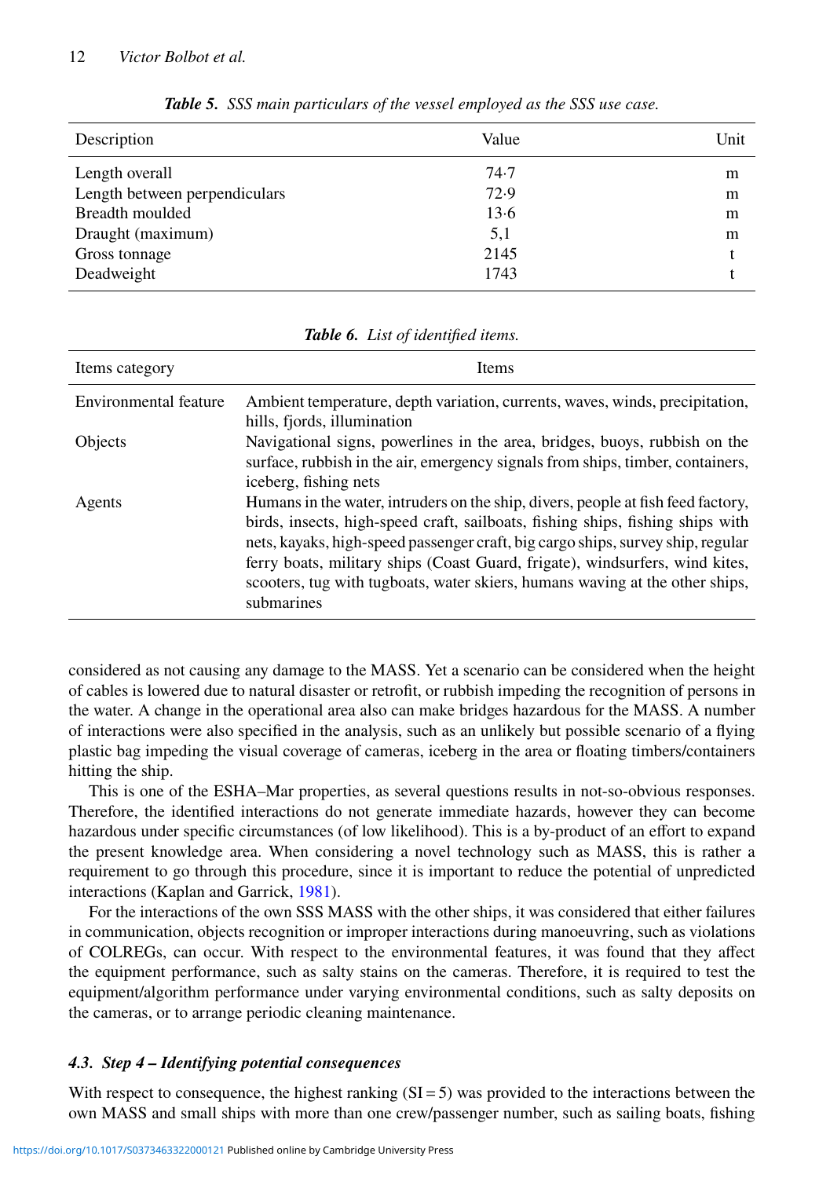*Table 5. SSS main particulars of the vessel employed as the SSS use case.*

| Description | Value | Unit |
|---|---|---|
| Length overall | 74·7 | m |
| Length between perpendiculars | 72·9 | m |
| Breadth moulded | 13·6 | m |
| Draught (maximum) | 5,1 | m |
| Gross tonnage | 2145 | t |
| Deadweight | 1743 | t |

*Table 6. List of identified items.*

| Items category | Items |
|---|---|
| Environmental feature | Ambient temperature, depth variation, currents, waves, winds, precipitation, hills, fjords, illumination |
| Objects | Navigational signs, powerlines in the area, bridges, buoys, rubbish on the surface, rubbish in the air, emergency signals from ships, timber, containers, iceberg, fishing nets |
| Agents | Humans in the water, intruders on the ship, divers, people at fish feed factory, birds, insects, high-speed craft, sailboats, fishing ships, fishing ships with nets, kayaks, high-speed passenger craft, big cargo ships, survey ship, regular ferry boats, military ships (Coast Guard, frigate), windsurfers, wind kites, scooters, tug with tugboats, water skiers, humans waving at the other ships, submarines |

considered as not causing any damage to the MASS. Yet a scenario can be considered when the height of cables is lowered due to natural disaster or retrofit, or rubbish impeding the recognition of persons in the water. A change in the operational area also can make bridges hazardous for the MASS. A number of interactions were also specified in the analysis, such as an unlikely but possible scenario of a flying plastic bag impeding the visual coverage of cameras, iceberg in the area or floating timbers/containers hitting the ship.

This is one of the ESHA–Mar properties, as several questions results in not-so-obvious responses. Therefore, the identified interactions do not generate immediate hazards, however they can become hazardous under specific circumstances (of low likelihood). This is a by-product of an effort to expand the present knowledge area. When considering a novel technology such as MASS, this is rather a requirement to go through this procedure, since it is important to reduce the potential of unpredicted interactions (Kaplan and Garrick, 1981).

For the interactions of the own SSS MASS with the other ships, it was considered that either failures in communication, objects recognition or improper interactions during manoeuvring, such as violations of COLREGs, can occur. With respect to the environmental features, it was found that they affect the equipment performance, such as salty stains on the cameras. Therefore, it is required to test the equipment/algorithm performance under varying environmental conditions, such as salty deposits on the cameras, or to arrange periodic cleaning maintenance.

### 4.3. Step 4 – Identifying potential consequences

With respect to consequence, the highest ranking (SI = 5) was provided to the interactions between the own MASS and small ships with more than one crew/passenger number, such as sailing boats, fishing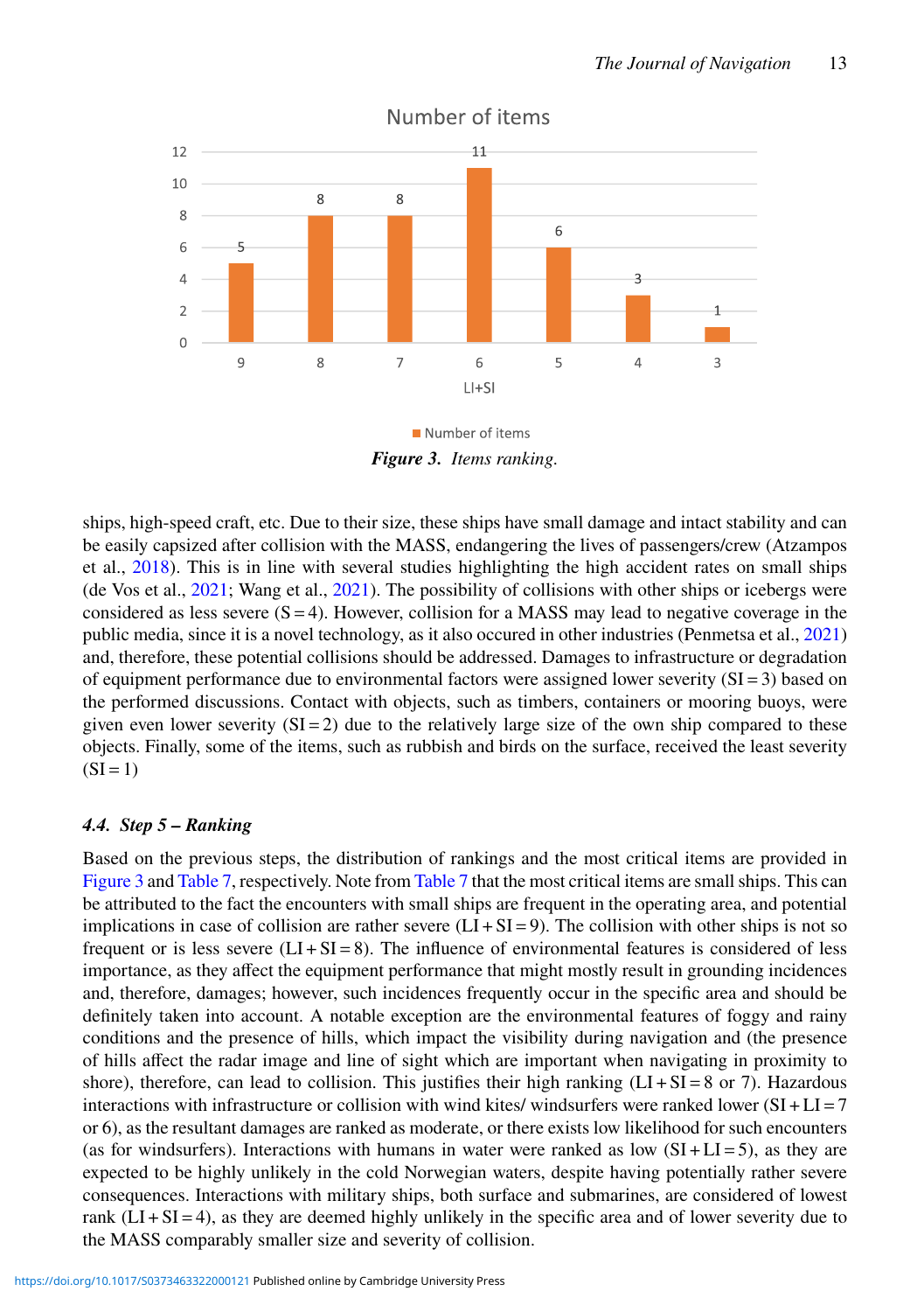**Figure 3.** *Items ranking.*

ships, high-speed craft, etc. Due to their size, these ships have small damage and intact stability and can be easily capsized after collision with the MASS, endangering the lives of passengers/crew (Atzampos et al., 2018). This is in line with several studies highlighting the high accident rates on small ships (de Vos et al., 2021; Wang et al., 2021). The possibility of collisions with other ships or icebergs were considered as less severe (S = 4). However, collision for a MASS may lead to negative coverage in the public media, since it is a novel technology, as it also occured in other industries (Penmetsa et al., 2021) and, therefore, these potential collisions should be addressed. Damages to infrastructure or degradation of equipment performance due to environmental factors were assigned lower severity (SI = 3) based on the performed discussions. Contact with objects, such as timbers, containers or mooring buoys, were given even lower severity (SI = 2) due to the relatively large size of the own ship compared to these objects. Finally, some of the items, such as rubbish and birds on the surface, received the least severity (SI = 1)

### 4.4. *Step 5 – Ranking*

Based on the previous steps, the distribution of rankings and the most critical items are provided in Figure 3 and Table 7, respectively. Note from Table 7 that the most critical items are small ships. This can be attributed to the fact the encounters with small ships are frequent in the operating area, and potential implications in case of collision are rather severe (LI + SI = 9). The collision with other ships is not so frequent or is less severe (LI + SI = 8). The influence of environmental features is considered of less importance, as they affect the equipment performance that might mostly result in grounding incidences and, therefore, damages; however, such incidences frequently occur in the specific area and should be definitely taken into account. A notable exception are the environmental features of foggy and rainy conditions and the presence of hills, which impact the visibility during navigation and (the presence of hills affect the radar image and line of sight which are important when navigating in proximity to shore), therefore, can lead to collision. This justifies their high ranking (LI + SI = 8 or 7). Hazardous interactions with infrastructure or collision with wind kites/ windsurfers were ranked lower (SI + LI = 7 or 6), as the resultant damages are ranked as moderate, or there exists low likelihood for such encounters (as for windsurfers). Interactions with humans in water were ranked as low (SI + LI = 5), as they are expected to be highly unlikely in the cold Norwegian waters, despite having potentially rather severe consequences. Interactions with military ships, both surface and submarines, are considered of lowest rank (LI + SI = 4), as they are deemed highly unlikely in the specific area and of lower severity due to the MASS comparably smaller size and severity of collision.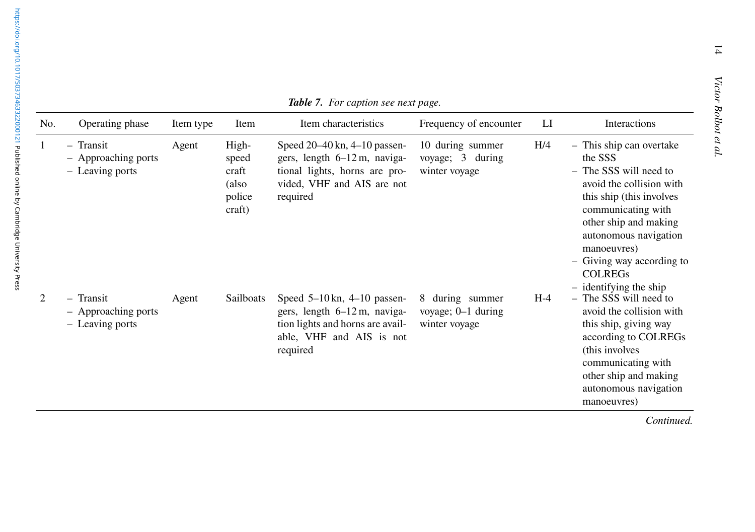*Table 7. For caption see next page.*

| No. | Operating phase | Item type | Item | Item characteristics | Frequency of encounter | LI | Interactions |
|---|---|---|---|---|---|---|---|
| 1 | – Transit<br>– Approaching ports<br>– Leaving ports | Agent | High-speed craft (also police craft) | Speed 20–40 kn, 4–10 passengers, length 6–12 m, navigational lights, horns are provided, VHF and AIS are not required | 10 during summer voyage; 3 during winter voyage | H/4 | – This ship can overtake the SSS<br>– The SSS will need to avoid the collision with this ship (this involves communicating with other ship and making autonomous navigation manoeuvres)<br>– Giving way according to COLREGs<br>– identifying the ship |
| 2 | – Transit<br>– Approaching ports<br>– Leaving ports | Agent | Sailboats | Speed 5–10 kn, 4–10 passengers, length 6–12 m, navigation lights and horns are available, VHF and AIS is not required | 8 during summer voyage; 0–1 during winter voyage | H-4 | – The SSS will need to avoid the collision with this ship, giving way according to COLREGs (this involves communicating with other ship and making autonomous navigation manoeuvres) |

*Continued.*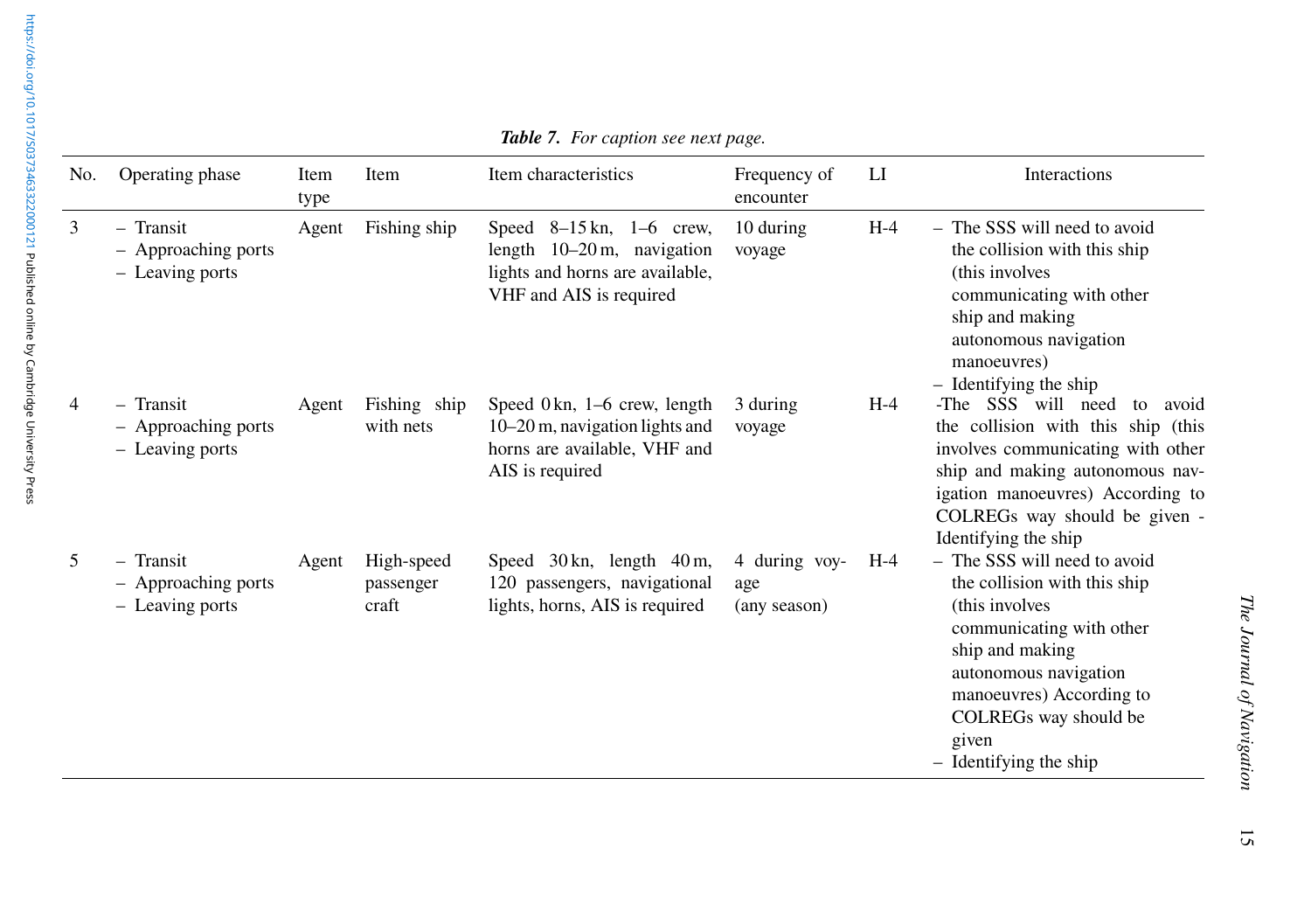*Table 7. For caption see next page.*

| No. | Operating phase | Item type | Item | Item characteristics | Frequency of encounter | LI | Interactions |
|---|---|---|---|---|---|---|---|
| 3 | – Transit<br>– Approaching ports<br>– Leaving ports | Agent | Fishing ship | Speed 8–15 kn, 1–6 crew, length 10–20 m, navigation lights and horns are available, VHF and AIS is required | 10 during voyage | H-4 | – The SSS will need to avoid the collision with this ship (this involves communicating with other ship and making autonomous navigation manoeuvres)<br>– Identifying the ship |
| 4 | – Transit<br>– Approaching ports<br>– Leaving ports | Agent | Fishing ship with nets | Speed 0 kn, 1–6 crew, length 10–20 m, navigation lights and horns are available, VHF and AIS is required | 3 during voyage | H-4 | -The SSS will need to avoid the collision with this ship (this involves communicating with other ship and making autonomous navigation manoeuvres) According to COLREGs way should be given -Identifying the ship |
| 5 | – Transit<br>– Approaching ports<br>– Leaving ports | Agent | High-speed passenger craft | Speed 30 kn, length 40 m, 120 passengers, navigational lights, horns, AIS is required | 4 during voyage (any season) | H-4 | – The SSS will need to avoid the collision with this ship (this involves communicating with other ship and making autonomous navigation manoeuvres) According to COLREGs way should be given<br>– Identifying the ship |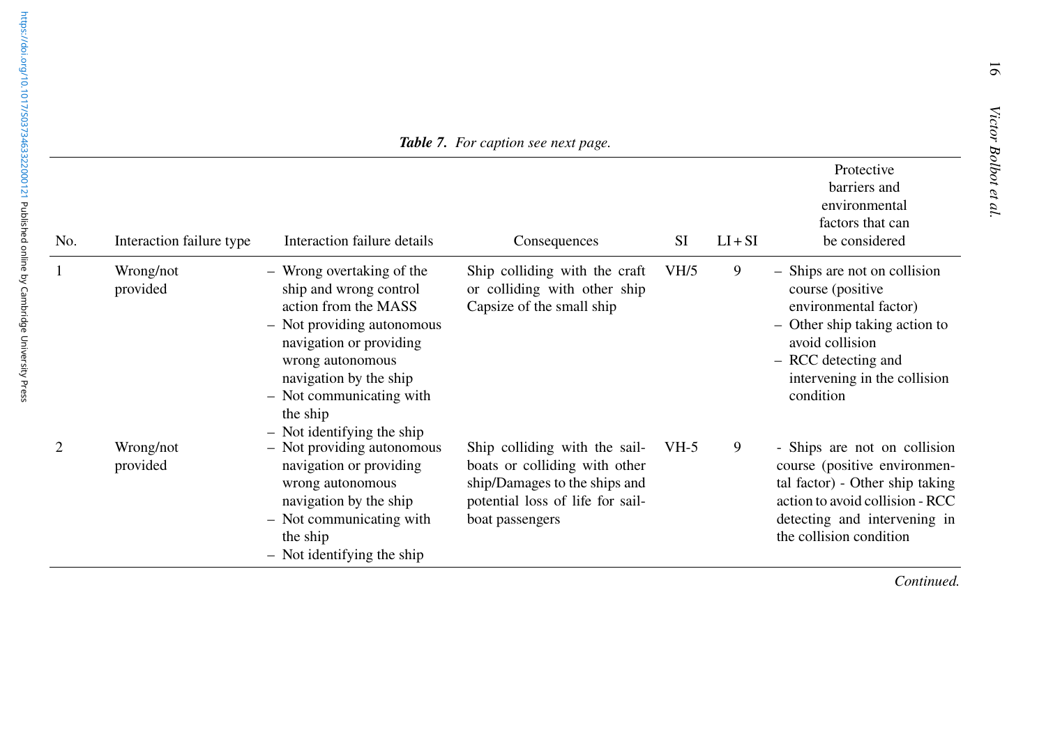*Table 7. For caption see next page.*

| No. | Interaction failure type | Interaction failure details | Consequences | SI | LI + SI | Protective barriers and environmental factors that can be considered |
|---|---|---|---|---|---|---|
| 1 | Wrong/not provided | – Wrong overtaking of the ship and wrong control action from the MASS<br>– Not providing autonomous navigation or providing wrong autonomous navigation by the ship<br>– Not communicating with the ship<br>– Not identifying the ship | Ship colliding with the craft or colliding with other ship Capsize of the small ship | VH/5 | 9 | – Ships are not on collision course (positive environmental factor)<br>– Other ship taking action to avoid collision<br>– RCC detecting and intervening in the collision condition |
| 2 | Wrong/not provided | – Not providing autonomous navigation or providing wrong autonomous navigation by the ship<br>– Not communicating with the ship<br>– Not identifying the ship | Ship colliding with the sail-boats or colliding with other ship/Damages to the ships and potential loss of life for sail-boat passengers | VH-5 | 9 | - Ships are not on collision course (positive environmental factor) - Other ship taking action to avoid collision - RCC detecting and intervening in the collision condition |

*Continued.*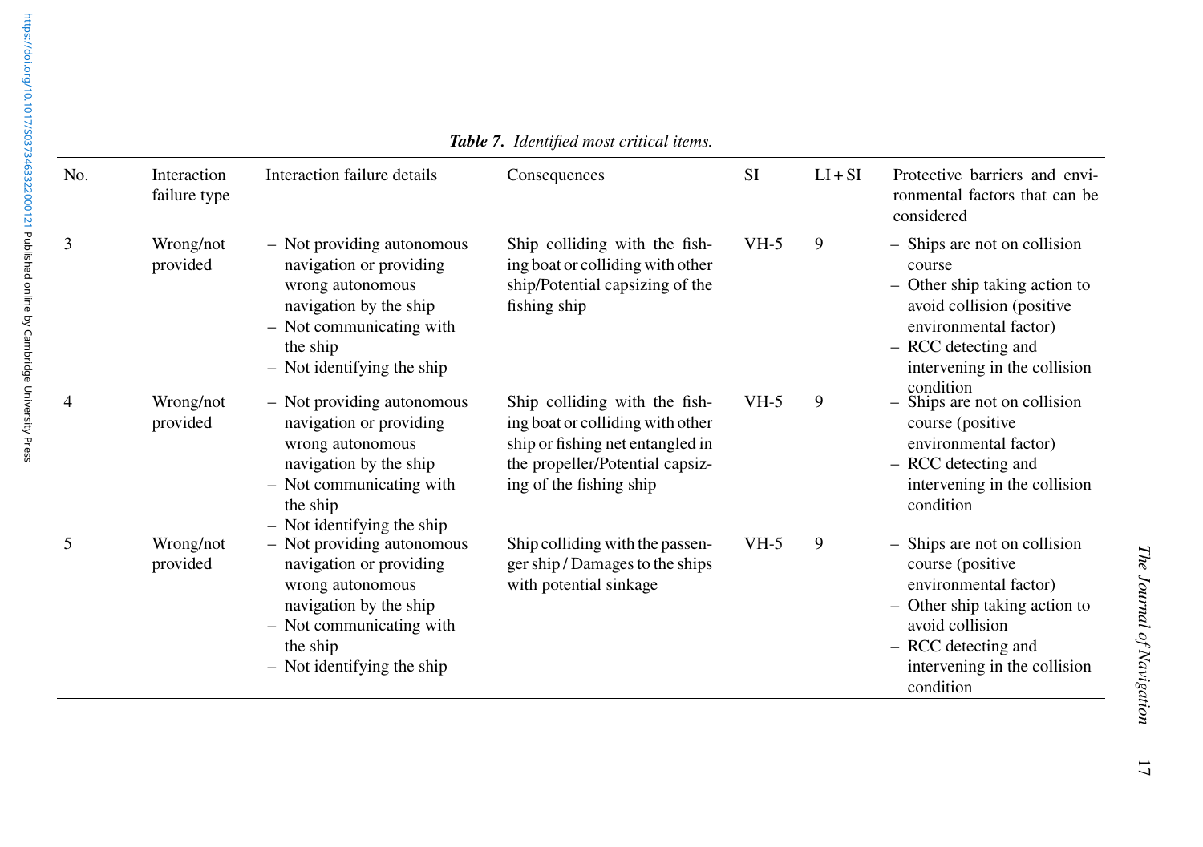***Table 7.*** *Identified most critical items.*

| No. | Interaction failure type | Interaction failure details | Consequences | SI | LI + SI | Protective barriers and environmental factors that can be considered |
|---|---|---|---|---|---|---|
| 3 | Wrong/not provided | – Not providing autonomous navigation or providing wrong autonomous navigation by the ship<br>– Not communicating with the ship<br>– Not identifying the ship | Ship colliding with the fishing boat or colliding with other ship/Potential capsizing of the fishing ship | VH-5 | 9 | – Ships are not on collision course<br>– Other ship taking action to avoid collision (positive environmental factor)<br>– RCC detecting and intervening in the collision condition |
| 4 | Wrong/not provided | – Not providing autonomous navigation or providing wrong autonomous navigation by the ship<br>– Not communicating with the ship<br>– Not identifying the ship | Ship colliding with the fishing boat or colliding with other ship or fishing net entangled in the propeller/Potential capsizing of the fishing ship | VH-5 | 9 | – Ships are not on collision course (positive environmental factor)<br>– RCC detecting and intervening in the collision condition |
| 5 | Wrong/not provided | – Not providing autonomous navigation or providing wrong autonomous navigation by the ship<br>– Not communicating with the ship<br>– Not identifying the ship | Ship colliding with the passenger ship / Damages to the ships with potential sinkage | VH-5 | 9 | – Ships are not on collision course (positive environmental factor)<br>– Other ship taking action to avoid collision<br>– RCC detecting and intervening in the collision condition |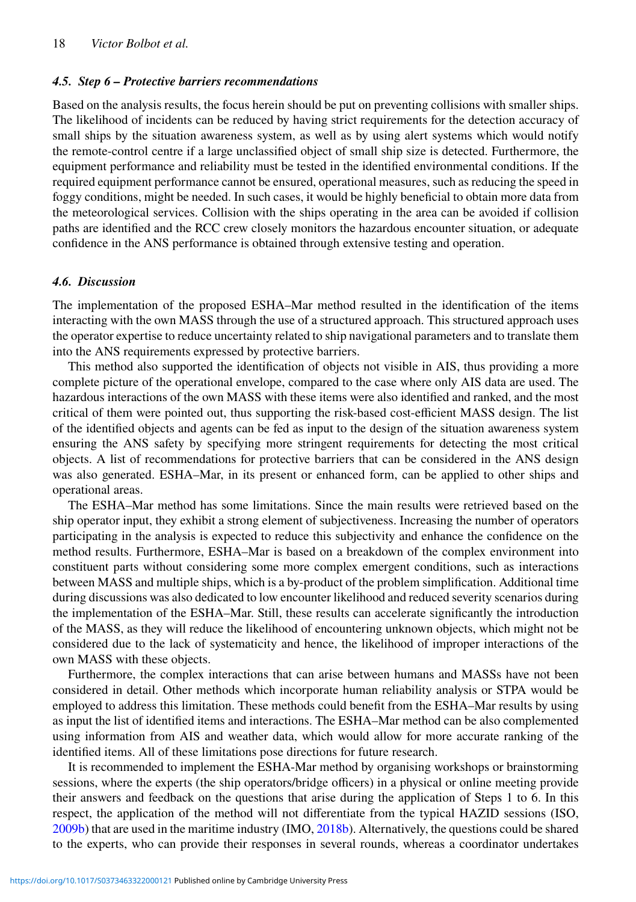### 4.5. Step 6 – Protective barriers recommendations

Based on the analysis results, the focus herein should be put on preventing collisions with smaller ships. The likelihood of incidents can be reduced by having strict requirements for the detection accuracy of small ships by the situation awareness system, as well as by using alert systems which would notify the remote-control centre if a large unclassified object of small ship size is detected. Furthermore, the equipment performance and reliability must be tested in the identified environmental conditions. If the required equipment performance cannot be ensured, operational measures, such as reducing the speed in foggy conditions, might be needed. In such cases, it would be highly beneficial to obtain more data from the meteorological services. Collision with the ships operating in the area can be avoided if collision paths are identified and the RCC crew closely monitors the hazardous encounter situation, or adequate confidence in the ANS performance is obtained through extensive testing and operation.

### 4.6. Discussion

The implementation of the proposed ESHA–Mar method resulted in the identification of the items interacting with the own MASS through the use of a structured approach. This structured approach uses the operator expertise to reduce uncertainty related to ship navigational parameters and to translate them into the ANS requirements expressed by protective barriers.

This method also supported the identification of objects not visible in AIS, thus providing a more complete picture of the operational envelope, compared to the case where only AIS data are used. The hazardous interactions of the own MASS with these items were also identified and ranked, and the most critical of them were pointed out, thus supporting the risk-based cost-efficient MASS design. The list of the identified objects and agents can be fed as input to the design of the situation awareness system ensuring the ANS safety by specifying more stringent requirements for detecting the most critical objects. A list of recommendations for protective barriers that can be considered in the ANS design was also generated. ESHA–Mar, in its present or enhanced form, can be applied to other ships and operational areas.

The ESHA–Mar method has some limitations. Since the main results were retrieved based on the ship operator input, they exhibit a strong element of subjectiveness. Increasing the number of operators participating in the analysis is expected to reduce this subjectivity and enhance the confidence on the method results. Furthermore, ESHA–Mar is based on a breakdown of the complex environment into constituent parts without considering some more complex emergent conditions, such as interactions between MASS and multiple ships, which is a by-product of the problem simplification. Additional time during discussions was also dedicated to low encounter likelihood and reduced severity scenarios during the implementation of the ESHA–Mar. Still, these results can accelerate significantly the introduction of the MASS, as they will reduce the likelihood of encountering unknown objects, which might not be considered due to the lack of systematicity and hence, the likelihood of improper interactions of the own MASS with these objects.

Furthermore, the complex interactions that can arise between humans and MASSs have not been considered in detail. Other methods which incorporate human reliability analysis or STPA would be employed to address this limitation. These methods could benefit from the ESHA–Mar results by using as input the list of identified items and interactions. The ESHA–Mar method can be also complemented using information from AIS and weather data, which would allow for more accurate ranking of the identified items. All of these limitations pose directions for future research.

It is recommended to implement the ESHA-Mar method by organising workshops or brainstorming sessions, where the experts (the ship operators/bridge officers) in a physical or online meeting provide their answers and feedback on the questions that arise during the application of Steps 1 to 6. In this respect, the application of the method will not differentiate from the typical HAZID sessions (ISO, 2009b) that are used in the maritime industry (IMO, 2018b). Alternatively, the questions could be shared to the experts, who can provide their responses in several rounds, whereas a coordinator undertakes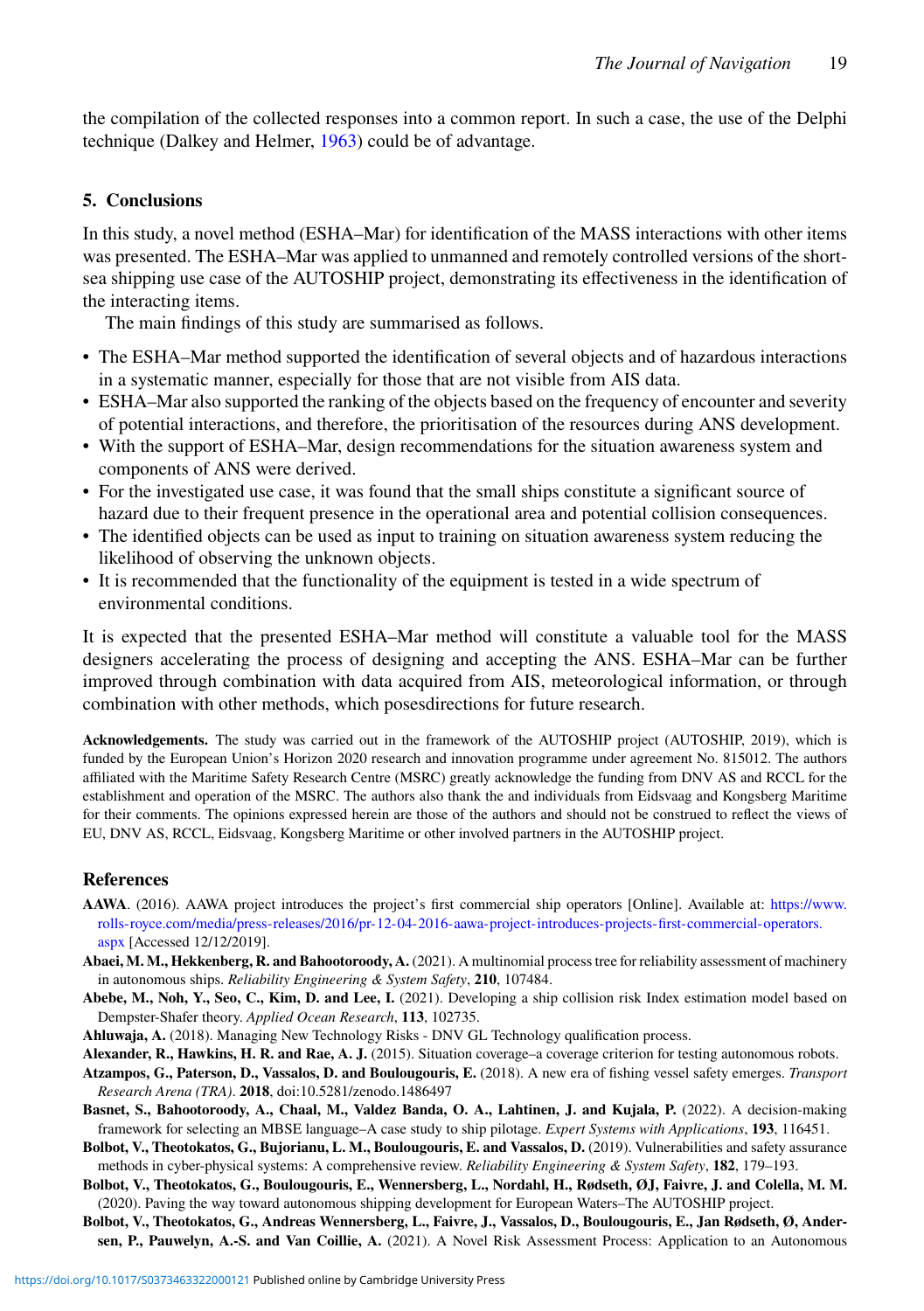the compilation of the collected responses into a common report. In such a case, the use of the Delphi technique (Dalkey and Helmer, 1963) could be of advantage.

## 5. Conclusions

In this study, a novel method (ESHA–Mar) for identification of the MASS interactions with other items was presented. The ESHA–Mar was applied to unmanned and remotely controlled versions of the short-sea shipping use case of the AUTOSHIP project, demonstrating its effectiveness in the identification of the interacting items.

The main findings of this study are summarised as follows.

- The ESHA–Mar method supported the identification of several objects and of hazardous interactions in a systematic manner, especially for those that are not visible from AIS data.
- ESHA–Mar also supported the ranking of the objects based on the frequency of encounter and severity of potential interactions, and therefore, the prioritisation of the resources during ANS development.
- With the support of ESHA–Mar, design recommendations for the situation awareness system and components of ANS were derived.
- For the investigated use case, it was found that the small ships constitute a significant source of hazard due to their frequent presence in the operational area and potential collision consequences.
- The identified objects can be used as input to training on situation awareness system reducing the likelihood of observing the unknown objects.
- It is recommended that the functionality of the equipment is tested in a wide spectrum of environmental conditions.

It is expected that the presented ESHA–Mar method will constitute a valuable tool for the MASS designers accelerating the process of designing and accepting the ANS. ESHA–Mar can be further improved through combination with data acquired from AIS, meteorological information, or through combination with other methods, which posesdirections for future research.

**Acknowledgements.** The study was carried out in the framework of the AUTOSHIP project (AUTOSHIP, 2019), which is funded by the European Union's Horizon 2020 research and innovation programme under agreement No. 815012. The authors affiliated with the Maritime Safety Research Centre (MSRC) greatly acknowledge the funding from DNV AS and RCCL for the establishment and operation of the MSRC. The authors also thank the and individuals from Eidsvaag and Kongsberg Maritime for their comments. The opinions expressed herein are those of the authors and should not be construed to reflect the views of EU, DNV AS, RCCL, Eidsvaag, Kongsberg Maritime or other involved partners in the AUTOSHIP project.

## References

**AAWA**. (2016). AAWA project introduces the project's first commercial ship operators [Online]. Available at: https://www.rolls-royce.com/media/press-releases/2016/pr-12-04-2016-aawa-project-introduces-projects-first-commercial-operators.aspx [Accessed 12/12/2019].

**Abaei, M. M., Hekkenberg, R. and Bahootoroody, A.** (2021). A multinomial process tree for reliability assessment of machinery in autonomous ships. *Reliability Engineering & System Safety*, **210**, 107484.

**Abebe, M., Noh, Y., Seo, C., Kim, D. and Lee, I.** (2021). Developing a ship collision risk Index estimation model based on Dempster-Shafer theory. *Applied Ocean Research*, **113**, 102735.

**Ahluwaja, A.** (2018). Managing New Technology Risks - DNV GL Technology qualification process.

**Alexander, R., Hawkins, H. R. and Rae, A. J.** (2015). Situation coverage–a coverage criterion for testing autonomous robots.

**Atzampos, G., Paterson, D., Vassalos, D. and Boulougouris, E.** (2018). A new era of fishing vessel safety emerges. *Transport Research Arena (TRA)*. **2018**, doi:10.5281/zenodo.1486497

**Basnet, S., Bahootoroody, A., Chaal, M., Valdez Banda, O. A., Lahtinen, J. and Kujala, P.** (2022). A decision-making framework for selecting an MBSE language–A case study to ship pilotage. *Expert Systems with Applications*, **193**, 116451.

**Bolbot, V., Theotokatos, G., Bujorianu, L. M., Boulougouris, E. and Vassalos, D.** (2019). Vulnerabilities and safety assurance methods in cyber-physical systems: A comprehensive review. *Reliability Engineering & System Safety*, **182**, 179–193.

**Bolbot, V., Theotokatos, G., Boulougouris, E., Wennersberg, L., Nordahl, H., Rødseth, ØJ, Faivre, J. and Colella, M. M.** (2020). Paving the way toward autonomous shipping development for European Waters–The AUTOSHIP project.

**Bolbot, V., Theotokatos, G., Andreas Wennersberg, L., Faivre, J., Vassalos, D., Boulougouris, E., Jan Rødseth, Ø, Andersen, P., Pauwelyn, A.-S. and Van Coillie, A.** (2021). A Novel Risk Assessment Process: Application to an Autonomous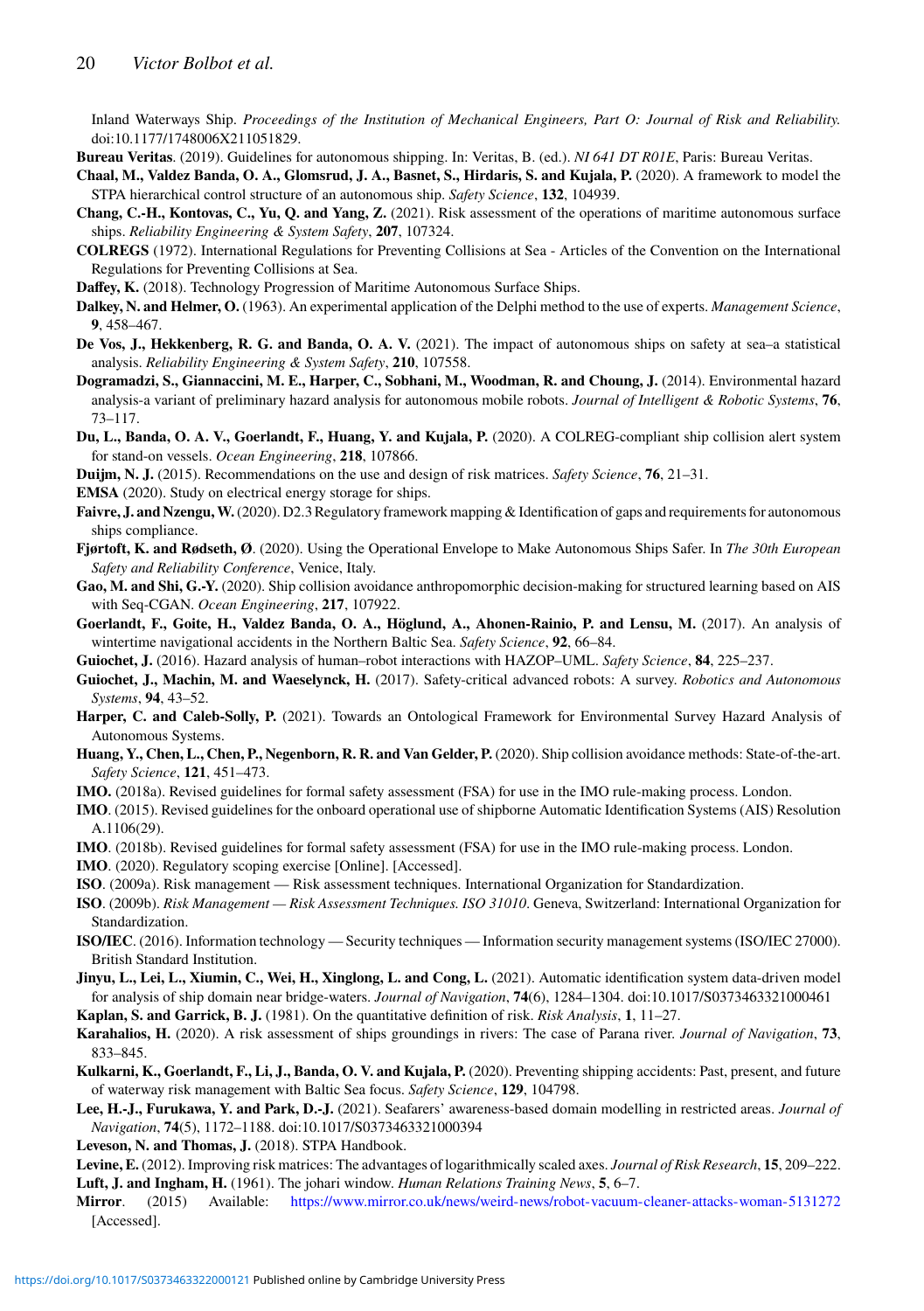Inland Waterways Ship. *Proceedings of the Institution of Mechanical Engineers, Part O: Journal of Risk and Reliability.* doi:10.1177/1748006X211051829.

**Bureau Veritas**. (2019). Guidelines for autonomous shipping. In: Veritas, B. (ed.). *NI 641 DT R01E*, Paris: Bureau Veritas.

**Chaal, M., Valdez Banda, O. A., Glomsrud, J. A., Basnet, S., Hirdaris, S. and Kujala, P.** (2020). A framework to model the STPA hierarchical control structure of an autonomous ship. *Safety Science*, **132**, 104939.

**Chang, C.-H., Kontovas, C., Yu, Q. and Yang, Z.** (2021). Risk assessment of the operations of maritime autonomous surface ships. *Reliability Engineering & System Safety*, **207**, 107324.

**COLREGS** (1972). International Regulations for Preventing Collisions at Sea - Articles of the Convention on the International Regulations for Preventing Collisions at Sea.

**Daffey, K.** (2018). Technology Progression of Maritime Autonomous Surface Ships.

**Dalkey, N. and Helmer, O.** (1963). An experimental application of the Delphi method to the use of experts. *Management Science*, **9**, 458–467.

**De Vos, J., Hekkenberg, R. G. and Banda, O. A. V.** (2021). The impact of autonomous ships on safety at sea–a statistical analysis. *Reliability Engineering & System Safety*, **210**, 107558.

**Dogramadzi, S., Giannaccini, M. E., Harper, C., Sobhani, M., Woodman, R. and Choung, J.** (2014). Environmental hazard analysis-a variant of preliminary hazard analysis for autonomous mobile robots. *Journal of Intelligent & Robotic Systems*, **76**, 73–117.

**Du, L., Banda, O. A. V., Goerlandt, F., Huang, Y. and Kujala, P.** (2020). A COLREG-compliant ship collision alert system for stand-on vessels. *Ocean Engineering*, **218**, 107866.

**Duijm, N. J.** (2015). Recommendations on the use and design of risk matrices. *Safety Science*, **76**, 21–31.

**EMSA** (2020). Study on electrical energy storage for ships.

**Faivre, J. and Nzengu, W.** (2020). D2.3 Regulatory framework mapping & Identification of gaps and requirements for autonomous ships compliance.

**Fjørtoft, K. and Rødseth, Ø**. (2020). Using the Operational Envelope to Make Autonomous Ships Safer. In *The 30th European Safety and Reliability Conference*, Venice, Italy.

**Gao, M. and Shi, G.-Y.** (2020). Ship collision avoidance anthropomorphic decision-making for structured learning based on AIS with Seq-CGAN. *Ocean Engineering*, **217**, 107922.

**Goerlandt, F., Goite, H., Valdez Banda, O. A., Höglund, A., Ahonen-Rainio, P. and Lensu, M.** (2017). An analysis of wintertime navigational accidents in the Northern Baltic Sea. *Safety Science*, **92**, 66–84.

**Guiochet, J.** (2016). Hazard analysis of human–robot interactions with HAZOP–UML. *Safety Science*, **84**, 225–237.

**Guiochet, J., Machin, M. and Waeselynck, H.** (2017). Safety-critical advanced robots: A survey. *Robotics and Autonomous Systems*, **94**, 43–52.

**Harper, C. and Caleb-Solly, P.** (2021). Towards an Ontological Framework for Environmental Survey Hazard Analysis of Autonomous Systems.

**Huang, Y., Chen, L., Chen, P., Negenborn, R. R. and Van Gelder, P.** (2020). Ship collision avoidance methods: State-of-the-art. *Safety Science*, **121**, 451–473.

**IMO.** (2018a). Revised guidelines for formal safety assessment (FSA) for use in the IMO rule-making process. London.

**IMO**. (2015). Revised guidelines for the onboard operational use of shipborne Automatic Identification Systems (AIS) Resolution A.1106(29).

**IMO**. (2018b). Revised guidelines for formal safety assessment (FSA) for use in the IMO rule-making process. London.

**IMO**. (2020). Regulatory scoping exercise [Online]. [Accessed].

**ISO**. (2009a). Risk management — Risk assessment techniques. International Organization for Standardization.

**ISO**. (2009b). *Risk Management — Risk Assessment Techniques. ISO 31010*. Geneva, Switzerland: International Organization for Standardization.

**ISO/IEC**. (2016). Information technology — Security techniques — Information security management systems (ISO/IEC 27000). British Standard Institution.

**Jinyu, L., Lei, L., Xiumin, C., Wei, H., Xinglong, L. and Cong, L.** (2021). Automatic identification system data-driven model for analysis of ship domain near bridge-waters. *Journal of Navigation*, **74**(6), 1284–1304. doi:10.1017/S0373463321000461

**Kaplan, S. and Garrick, B. J.** (1981). On the quantitative definition of risk. *Risk Analysis*, **1**, 11–27.

**Karahalios, H.** (2020). A risk assessment of ships groundings in rivers: The case of Parana river. *Journal of Navigation*, **73**, 833–845.

**Kulkarni, K., Goerlandt, F., Li, J., Banda, O. V. and Kujala, P.** (2020). Preventing shipping accidents: Past, present, and future of waterway risk management with Baltic Sea focus. *Safety Science*, **129**, 104798.

**Lee, H.-J., Furukawa, Y. and Park, D.-J.** (2021). Seafarers' awareness-based domain modelling in restricted areas. *Journal of Navigation*, **74**(5), 1172–1188. doi:10.1017/S0373463321000394

**Leveson, N. and Thomas, J.** (2018). STPA Handbook.

**Levine, E.** (2012). Improving risk matrices: The advantages of logarithmically scaled axes. *Journal of Risk Research*, **15**, 209–222.

**Luft, J. and Ingham, H.** (1961). The johari window. *Human Relations Training News*, **5**, 6–7.

**Mirror**. (2015) Available: https://www.mirror.co.uk/news/weird-news/robot-vacuum-cleaner-attacks-woman-5131272 [Accessed].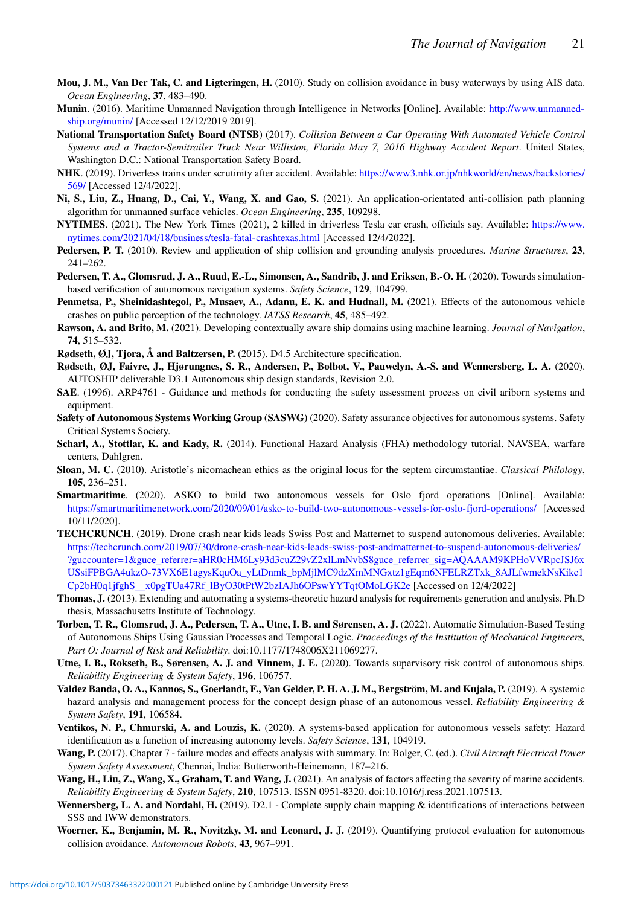**Mou, J. M., Van Der Tak, C. and Ligteringen, H.** (2010). Study on collision avoidance in busy waterways by using AIS data. *Ocean Engineering*, **37**, 483–490.

**Munin**. (2016). Maritime Unmanned Navigation through Intelligence in Networks [Online]. Available: http://www.unmanned-ship.org/munin/ [Accessed 12/12/2019 2019].

**National Transportation Safety Board (NTSB)** (2017). *Collision Between a Car Operating With Automated Vehicle Control Systems and a Tractor-Semitrailer Truck Near Williston, Florida May 7, 2016 Highway Accident Report*. United States, Washington D.C.: National Transportation Safety Board.

**NHK**. (2019). Driverless trains under scrutinity after accident. Available: https://www3.nhk.or.jp/nhkworld/en/news/backstories/569/ [Accessed 12/4/2022].

**Ni, S., Liu, Z., Huang, D., Cai, Y., Wang, X. and Gao, S.** (2021). An application-orientated anti-collision path planning algorithm for unmanned surface vehicles. *Ocean Engineering*, **235**, 109298.

**NYTIMES**. (2021). The New York Times (2021), 2 killed in driverless Tesla car crash, officials say. Available: https://www.nytimes.com/2021/04/18/business/tesla-fatal-crashtexas.html [Accessed 12/4/2022].

**Pedersen, P. T.** (2010). Review and application of ship collision and grounding analysis procedures. *Marine Structures*, **23**, 241–262.

**Pedersen, T. A., Glomsrud, J. A., Ruud, E.-L., Simonsen, A., Sandrib, J. and Eriksen, B.-O. H.** (2020). Towards simulation-based verification of autonomous navigation systems. *Safety Science*, **129**, 104799.

**Penmetsa, P., Sheinidashtegol, P., Musaev, A., Adanu, E. K. and Hudnall, M.** (2021). Effects of the autonomous vehicle crashes on public perception of the technology. *IATSS Research*, **45**, 485–492.

**Rawson, A. and Brito, M.** (2021). Developing contextually aware ship domains using machine learning. *Journal of Navigation*, **74**, 515–532.

**Rødseth, ØJ, Tjora, Å and Baltzersen, P.** (2015). D4.5 Architecture specification.

**Rødseth, ØJ, Faivre, J., Hjørungnes, S. R., Andersen, P., Bolbot, V., Pauwelyn, A.-S. and Wennersberg, L. A.** (2020). AUTOSHIP deliverable D3.1 Autonomous ship design standards, Revision 2.0.

**SAE**. (1996). ARP4761 - Guidance and methods for conducting the safety assessment process on civil ariborn systems and equipment.

**Safety of Autonomous Systems Working Group (SASWG)** (2020). Safety assurance objectives for autonomous systems. Safety Critical Systems Society.

**Scharl, A., Stottlar, K. and Kady, R.** (2014). Functional Hazard Analysis (FHA) methodology tutorial. NAVSEA, warfare centers, Dahlgren.

**Sloan, M. C.** (2010). Aristotle's nicomachean ethics as the original locus for the septem circumstantiae. *Classical Philology*, **105**, 236–251.

**Smartmaritime**. (2020). ASKO to build two autonomous vessels for Oslo fjord operations [Online]. Available: https://smartmaritimenetwork.com/2020/09/01/asko-to-build-two-autonomous-vessels-for-oslo-fjord-operations/ [Accessed 10/11/2020].

**TECHCRUNCH**. (2019). Drone crash near kids leads Swiss Post and Matternet to suspend autonomous deliveries. Available: https://techcrunch.com/2019/07/30/drone-crash-near-kids-leads-swiss-post-andmatternet-to-suspend-autonomous-deliveries/?guccounter=1&guce_referrer=aHR0cHM6Ly93d3cuZ29vZ2xlLmNvbS8guce_referrer_sig=AQAAAM9KPHoVVRpcJSJ6xUSsiFPBGA4ukzO-73VX6E1agysKquOa_yLtDnmk_bpMjlMC9dzXmMNGxtz1gEqm6NFELRZTxk_8AJLfwmekNsKikc1Cp2bH0q1jfghS__x0pgTUa47Rf_lByO30tPtW2bzIAJh6OPswYYTqtOMoLGK2e [Accessed on 12/4/2022]

**Thomas, J.** (2013). Extending and automating a systems-theoretic hazard analysis for requirements generation and analysis. Ph.D thesis, Massachusetts Institute of Technology.

**Torben, T. R., Glomsrud, J. A., Pedersen, T. A., Utne, I. B. and Sørensen, A. J.** (2022). Automatic Simulation-Based Testing of Autonomous Ships Using Gaussian Processes and Temporal Logic. *Proceedings of the Institution of Mechanical Engineers, Part O: Journal of Risk and Reliability*. doi:10.1177/1748006X211069277.

**Utne, I. B., Rokseth, B., Sørensen, A. J. and Vinnem, J. E.** (2020). Towards supervisory risk control of autonomous ships. *Reliability Engineering & System Safety*, **196**, 106757.

**Valdez Banda, O. A., Kannos, S., Goerlandt, F., Van Gelder, P. H. A. J. M., Bergström, M. and Kujala, P.** (2019). A systemic hazard analysis and management process for the concept design phase of an autonomous vessel. *Reliability Engineering & System Safety*, **191**, 106584.

**Ventikos, N. P., Chmurski, A. and Louzis, K.** (2020). A systems-based application for autonomous vessels safety: Hazard identification as a function of increasing autonomy levels. *Safety Science*, **131**, 104919.

**Wang, P.** (2017). Chapter 7 - failure modes and effects analysis with summary. In: Bolger, C. (ed.). *Civil Aircraft Electrical Power System Safety Assessment*, Chennai, India: Butterworth-Heinemann, 187–216.

**Wang, H., Liu, Z., Wang, X., Graham, T. and Wang, J.** (2021). An analysis of factors affecting the severity of marine accidents. *Reliability Engineering & System Safety*, **210**, 107513. ISSN 0951-8320. doi:10.1016/j.ress.2021.107513.

**Wennersberg, L. A. and Nordahl, H.** (2019). D2.1 - Complete supply chain mapping & identifications of interactions between SSS and IWW demonstrators.

**Woerner, K., Benjamin, M. R., Novitzky, M. and Leonard, J. J.** (2019). Quantifying protocol evaluation for autonomous collision avoidance. *Autonomous Robots*, **43**, 967–991.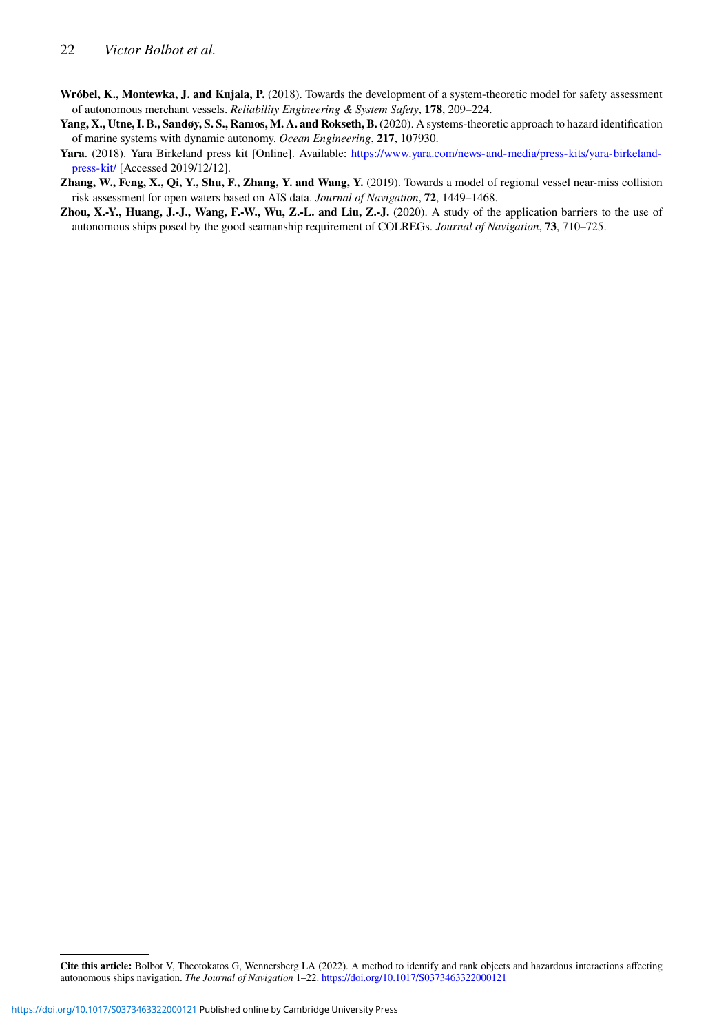**Wróbel, K., Montewka, J. and Kujala, P.** (2018). Towards the development of a system-theoretic model for safety assessment of autonomous merchant vessels. *Reliability Engineering & System Safety*, **178**, 209–224.

**Yang, X., Utne, I. B., Sandøy, S. S., Ramos, M. A. and Rokseth, B.** (2020). A systems-theoretic approach to hazard identification of marine systems with dynamic autonomy. *Ocean Engineering*, **217**, 107930.

**Yara**. (2018). Yara Birkeland press kit [Online]. Available: https://www.yara.com/news-and-media/press-kits/yara-birkeland-press-kit/ [Accessed 2019/12/12].

**Zhang, W., Feng, X., Qi, Y., Shu, F., Zhang, Y. and Wang, Y.** (2019). Towards a model of regional vessel near-miss collision risk assessment for open waters based on AIS data. *Journal of Navigation*, **72**, 1449–1468.

**Zhou, X.-Y., Huang, J.-J., Wang, F.-W., Wu, Z.-L. and Liu, Z.-J.** (2020). A study of the application barriers to the use of autonomous ships posed by the good seamanship requirement of COLREGs. *Journal of Navigation*, **73**, 710–725.

---

**Cite this article:** Bolbot V, Theotokatos G, Wennersberg LA (2022). A method to identify and rank objects and hazardous interactions affecting autonomous ships navigation. *The Journal of Navigation* 1–22. https://doi.org/10.1017/S0373463322000121